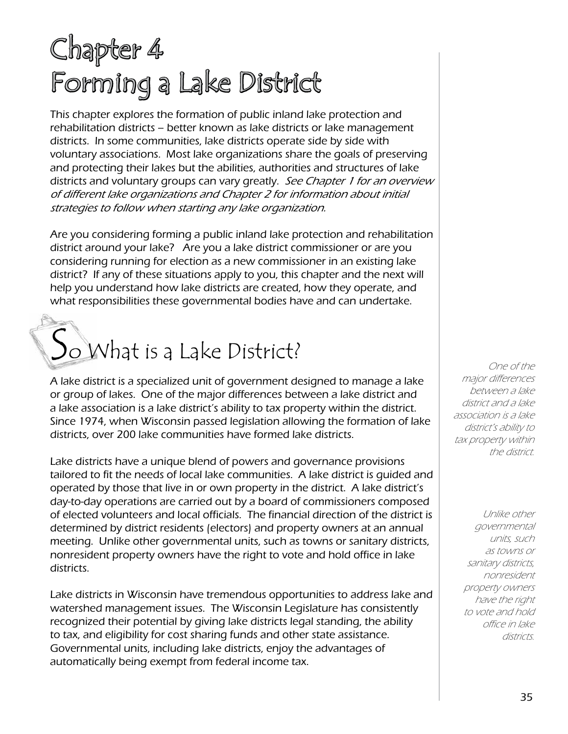# Chapter 4
# Forming a Lake District

This chapter explores the formation of public inland lake protection and rehabilitation districts – better known as lake districts or lake management districts. In some communities, lake districts operate side by side with voluntary associations. Most lake organizations share the goals of preserving and protecting their lakes but the abilities, authorities and structures of lake districts and voluntary groups can vary greatly. *See Chapter 1 for an overview of different lake organizations and Chapter 2 for information about initial strategies to follow when starting any lake organization.*

Are you considering forming a public inland lake protection and rehabilitation district around your lake? Are you a lake district commissioner or are you considering running for election as a new commissioner in an existing lake district? If any of these situations apply to you, this chapter and the next will help you understand how lake districts are created, how they operate, and what responsibilities these governmental bodies have and can undertake.

## So What is a Lake District?

A lake district is a specialized unit of government designed to manage a lake or group of lakes. One of the major differences between a lake district and a lake association is a lake district's ability to tax property within the district. Since 1974, when Wisconsin passed legislation allowing the formation of lake districts, over 200 lake communities have formed lake districts.

*One of the major differences between a lake district and a lake association is a lake district's ability to tax property within the district.*

Lake districts have a unique blend of powers and governance provisions tailored to fit the needs of local lake communities. A lake district is guided and operated by those that live in or own property in the district. A lake district's day-to-day operations are carried out by a board of commissioners composed of elected volunteers and local officials. The financial direction of the district is determined by district residents (electors) and property owners at an annual meeting. Unlike other governmental units, such as towns or sanitary districts, nonresident property owners have the right to vote and hold office in lake districts.

*Unlike other governmental units, such as towns or sanitary districts, nonresident property owners have the right to vote and hold office in lake districts.*

Lake districts in Wisconsin have tremendous opportunities to address lake and watershed management issues. The Wisconsin Legislature has consistently recognized their potential by giving lake districts legal standing, the ability to tax, and eligibility for cost sharing funds and other state assistance. Governmental units, including lake districts, enjoy the advantages of automatically being exempt from federal income tax.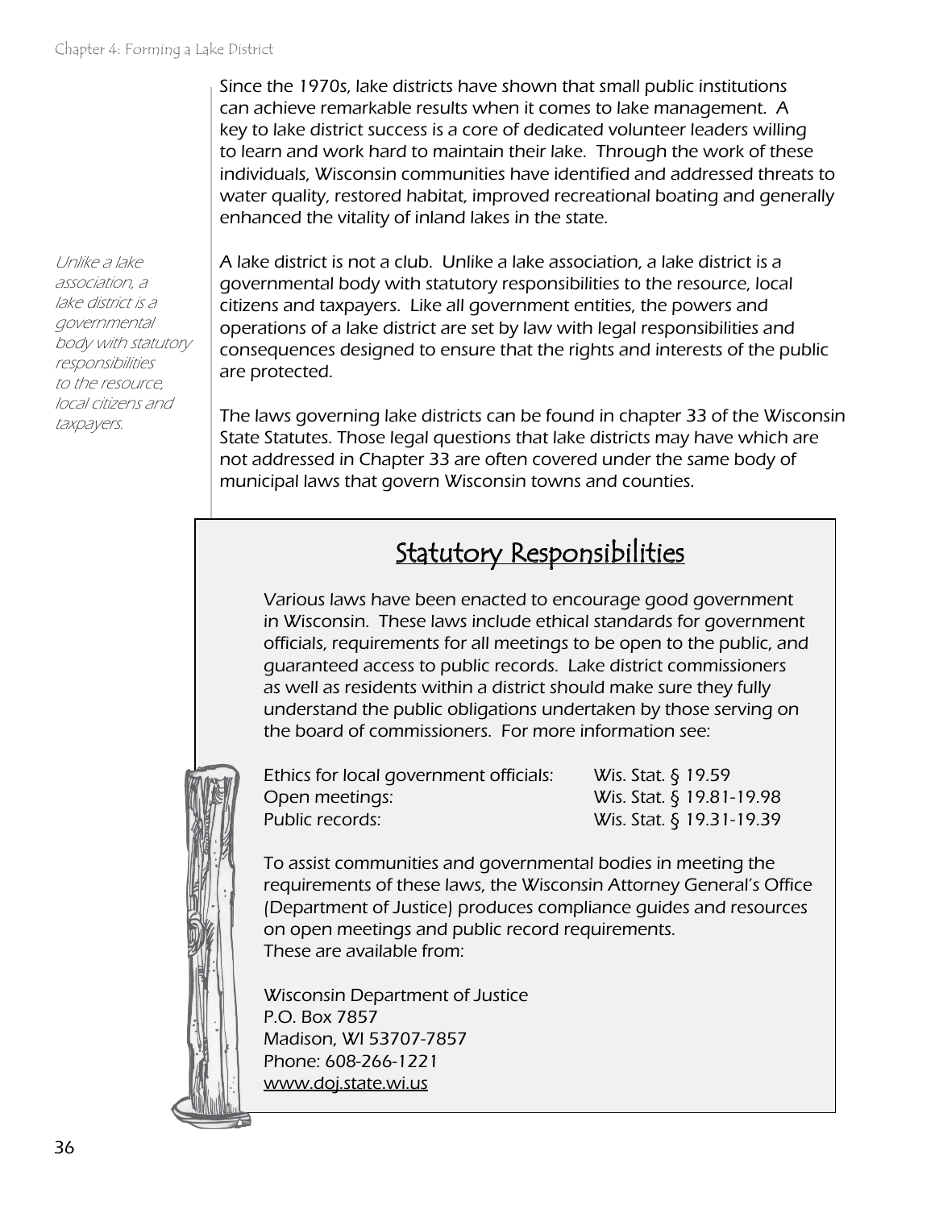Since the 1970s, lake districts have shown that small public institutions can achieve remarkable results when it comes to lake management. A key to lake district success is a core of dedicated volunteer leaders willing to learn and work hard to maintain their lake. Through the work of these individuals, Wisconsin communities have identified and addressed threats to water quality, restored habitat, improved recreational boating and generally enhanced the vitality of inland lakes in the state.

*Unlike a lake association, a lake district is a governmental body with statutory responsibilities to the resource, local citizens and taxpayers.*

A lake district is not a club. Unlike a lake association, a lake district is a governmental body with statutory responsibilities to the resource, local citizens and taxpayers. Like all government entities, the powers and operations of a lake district are set by law with legal responsibilities and consequences designed to ensure that the rights and interests of the public are protected.

The laws governing lake districts can be found in chapter 33 of the Wisconsin State Statutes. Those legal questions that lake districts may have which are not addressed in Chapter 33 are often covered under the same body of municipal laws that govern Wisconsin towns and counties.

## Statutory Responsibilities

Various laws have been enacted to encourage good government in Wisconsin. These laws include ethical standards for government officials, requirements for all meetings to be open to the public, and guaranteed access to public records. Lake district commissioners as well as residents within a district should make sure they fully understand the public obligations undertaken by those serving on the board of commissioners. For more information see:

| | |
|---|---|
| Ethics for local government officials: | Wis. Stat. § 19.59 |
| Open meetings: | Wis. Stat. § 19.81-19.98 |
| Public records: | Wis. Stat. § 19.31-19.39 |

To assist communities and governmental bodies in meeting the requirements of these laws, the Wisconsin Attorney General's Office (Department of Justice) produces compliance guides and resources on open meetings and public record requirements. These are available from:

Wisconsin Department of Justice
P.O. Box 7857
Madison, WI 53707-7857
Phone: 608-266-1221
www.doj.state.wi.us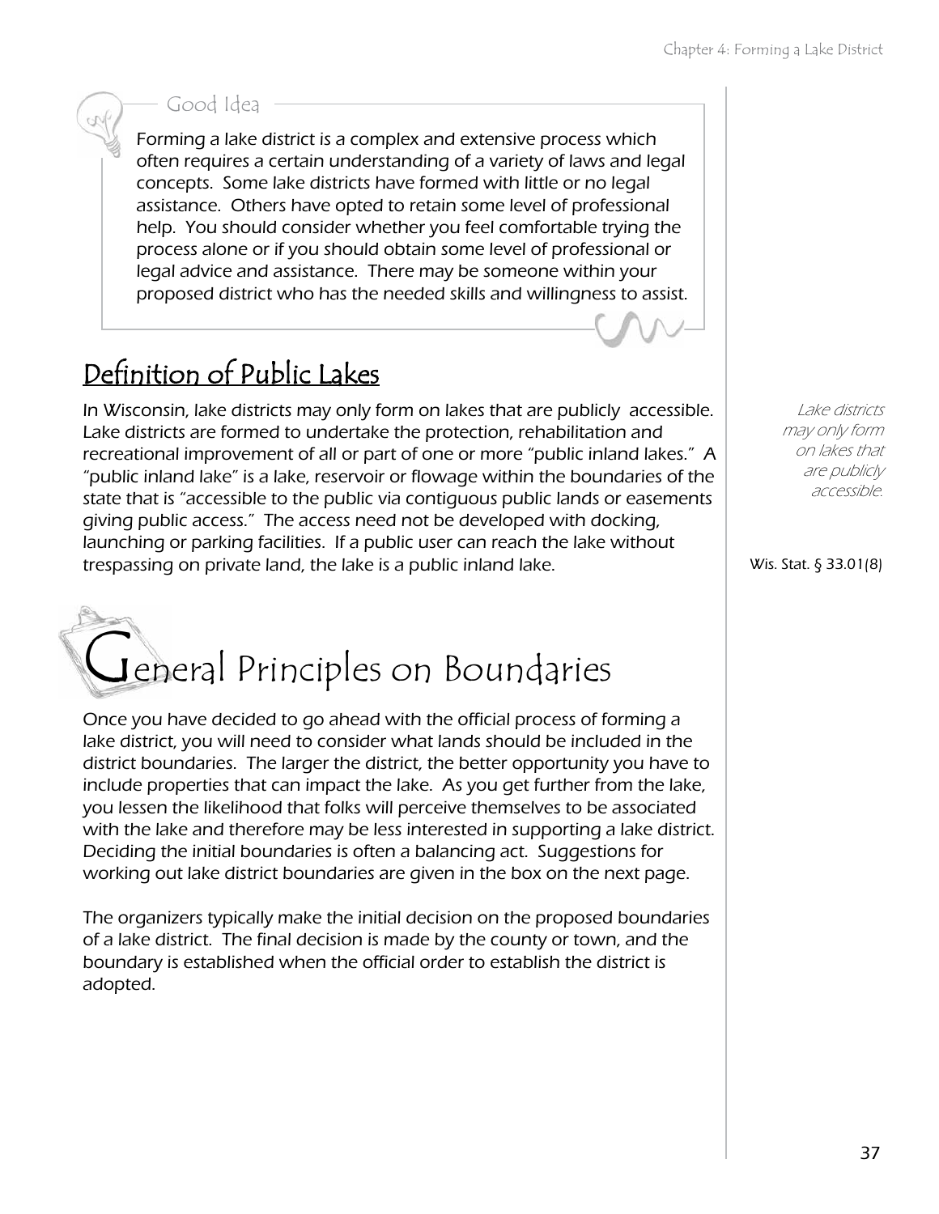> **Good Idea**
>
> Forming a lake district is a complex and extensive process which often requires a certain understanding of a variety of laws and legal concepts. Some lake districts have formed with little or no legal assistance. Others have opted to retain some level of professional help. You should consider whether you feel comfortable trying the process alone or if you should obtain some level of professional or legal advice and assistance. There may be someone within your proposed district who has the needed skills and willingness to assist.

## Definition of Public Lakes

In Wisconsin, lake districts may only form on lakes that are publicly accessible. Lake districts are formed to undertake the protection, rehabilitation and recreational improvement of all or part of one or more "public inland lakes." A "public inland lake" is a lake, reservoir or flowage within the boundaries of the state that is "accessible to the public via contiguous public lands or easements giving public access." The access need not be developed with docking, launching or parking facilities. If a public user can reach the lake without trespassing on private land, the lake is a public inland lake.

*Lake districts may only form on lakes that are publicly accessible.*

Wis. Stat. § 33.01(8)

# General Principles on Boundaries

Once you have decided to go ahead with the official process of forming a lake district, you will need to consider what lands should be included in the district boundaries. The larger the district, the better opportunity you have to include properties that can impact the lake. As you get further from the lake, you lessen the likelihood that folks will perceive themselves to be associated with the lake and therefore may be less interested in supporting a lake district. Deciding the initial boundaries is often a balancing act. Suggestions for working out lake district boundaries are given in the box on the next page.

The organizers typically make the initial decision on the proposed boundaries of a lake district. The final decision is made by the county or town, and the boundary is established when the official order to establish the district is adopted.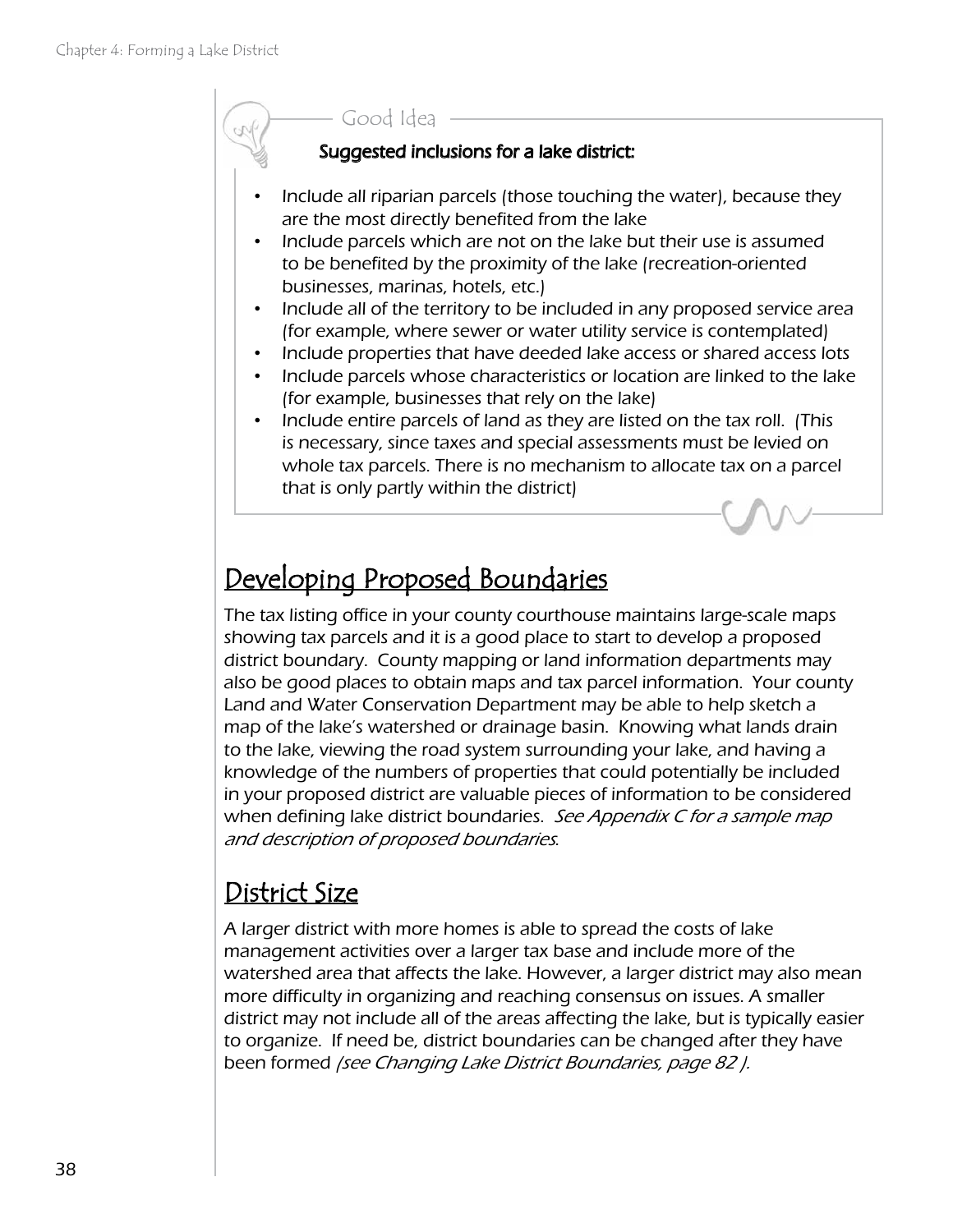Good Idea

**Suggested inclusions for a lake district:**

- Include all riparian parcels (those touching the water), because they are the most directly benefited from the lake
- Include parcels which are not on the lake but their use is assumed to be benefited by the proximity of the lake (recreation-oriented businesses, marinas, hotels, etc.)
- Include all of the territory to be included in any proposed service area (for example, where sewer or water utility service is contemplated)
- Include properties that have deeded lake access or shared access lots
- Include parcels whose characteristics or location are linked to the lake (for example, businesses that rely on the lake)
- Include entire parcels of land as they are listed on the tax roll. (This is necessary, since taxes and special assessments must be levied on whole tax parcels. There is no mechanism to allocate tax on a parcel that is only partly within the district)

## Developing Proposed Boundaries

The tax listing office in your county courthouse maintains large-scale maps showing tax parcels and it is a good place to start to develop a proposed district boundary. County mapping or land information departments may also be good places to obtain maps and tax parcel information. Your county Land and Water Conservation Department may be able to help sketch a map of the lake's watershed or drainage basin. Knowing what lands drain to the lake, viewing the road system surrounding your lake, and having a knowledge of the numbers of properties that could potentially be included in your proposed district are valuable pieces of information to be considered when defining lake district boundaries. *See Appendix C for a sample map and description of proposed boundaries*.

## District Size

A larger district with more homes is able to spread the costs of lake management activities over a larger tax base and include more of the watershed area that affects the lake. However, a larger district may also mean more difficulty in organizing and reaching consensus on issues. A smaller district may not include all of the areas affecting the lake, but is typically easier to organize. If need be, district boundaries can be changed after they have been formed *(see Changing Lake District Boundaries, page 82 ).*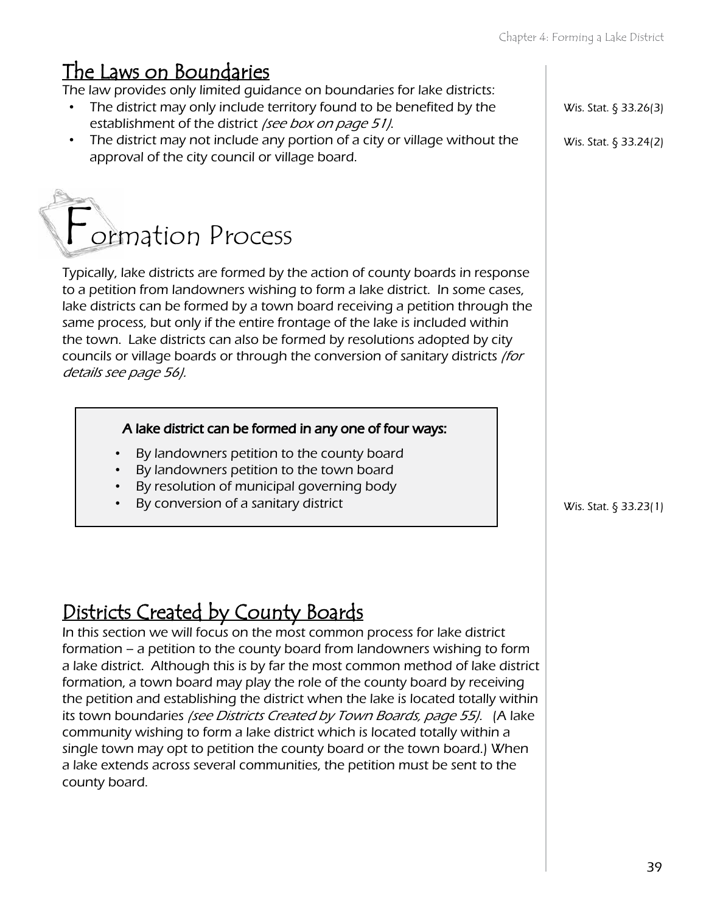## The Laws on Boundaries

The law provides only limited guidance on boundaries for lake districts:

- The district may only include territory found to be benefited by the establishment of the district *(see box on page 51)*.
- The district may not include any portion of a city or village without the approval of the city council or village board.

Wis. Stat. § 33.26(3)

Wis. Stat. § 33.24(2)

# Formation Process

Typically, lake districts are formed by the action of county boards in response to a petition from landowners wishing to form a lake district. In some cases, lake districts can be formed by a town board receiving a petition through the same process, but only if the entire frontage of the lake is included within the town. Lake districts can also be formed by resolutions adopted by city councils or village boards or through the conversion of sanitary districts *(for details see page 56)*.

**A lake district can be formed in any one of four ways:**

- By landowners petition to the county board
- By landowners petition to the town board
- By resolution of municipal governing body
- By conversion of a sanitary district

Wis. Stat. § 33.23(1)

## Districts Created by County Boards

In this section we will focus on the most common process for lake district formation – a petition to the county board from landowners wishing to form a lake district. Although this is by far the most common method of lake district formation, a town board may play the role of the county board by receiving the petition and establishing the district when the lake is located totally within its town boundaries *(see Districts Created by Town Boards, page 55)*. (A lake community wishing to form a lake district which is located totally within a single town may opt to petition the county board or the town board.) When a lake extends across several communities, the petition must be sent to the county board.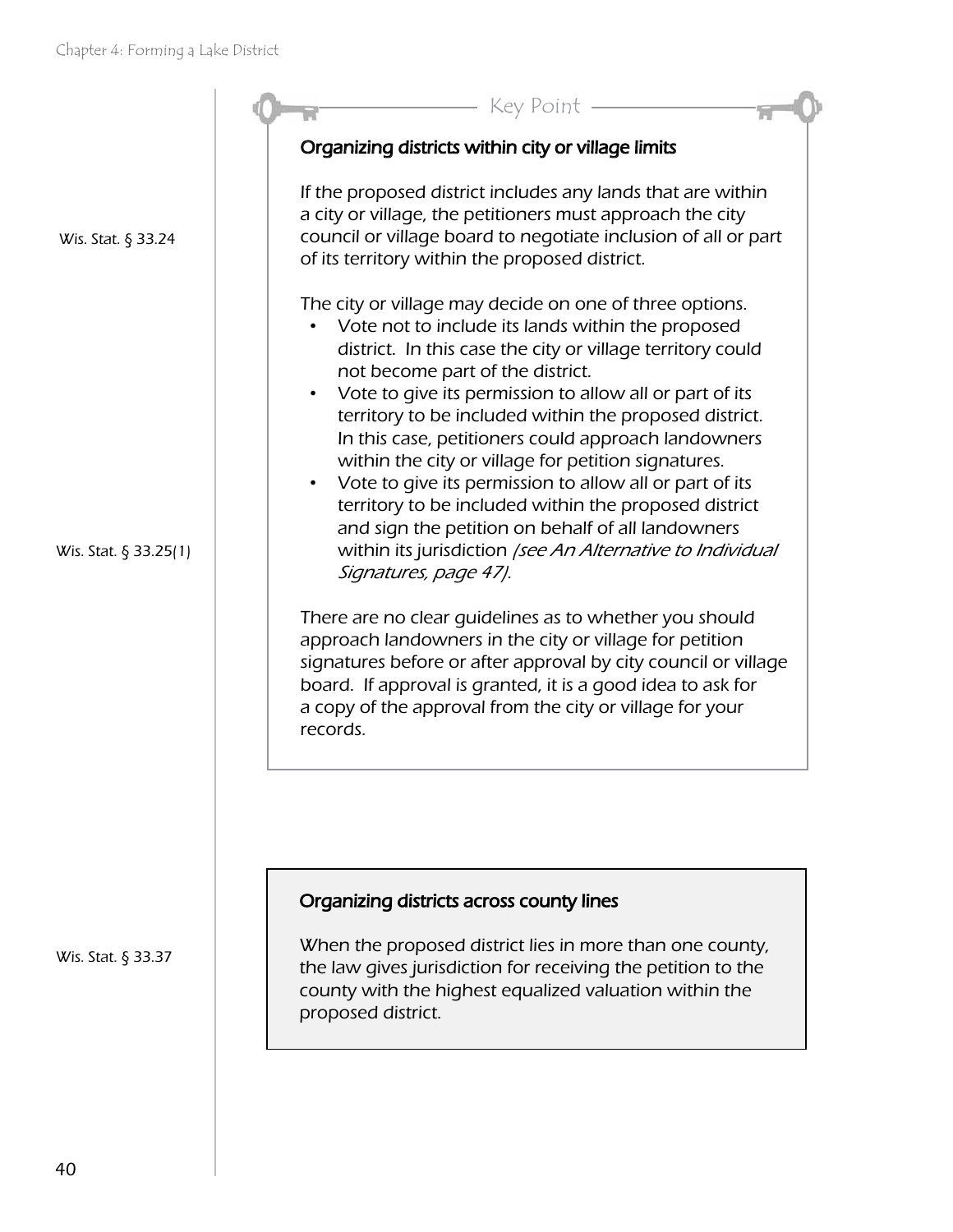Key Point

### Organizing districts within city or village limits

Wis. Stat. § 33.24

If the proposed district includes any lands that are within a city or village, the petitioners must approach the city council or village board to negotiate inclusion of all or part of its territory within the proposed district.

The city or village may decide on one of three options.

- Vote not to include its lands within the proposed district. In this case the city or village territory could not become part of the district.
- Vote to give its permission to allow all or part of its territory to be included within the proposed district. In this case, petitioners could approach landowners within the city or village for petition signatures.
- Vote to give its permission to allow all or part of its territory to be included within the proposed district and sign the petition on behalf of all landowners within its jurisdiction *(see An Alternative to Individual Signatures, page 47).*

Wis. Stat. § 33.25(1)

There are no clear guidelines as to whether you should approach landowners in the city or village for petition signatures before or after approval by city council or village board. If approval is granted, it is a good idea to ask for a copy of the approval from the city or village for your records.

### Organizing districts across county lines

Wis. Stat. § 33.37

When the proposed district lies in more than one county, the law gives jurisdiction for receiving the petition to the county with the highest equalized valuation within the proposed district.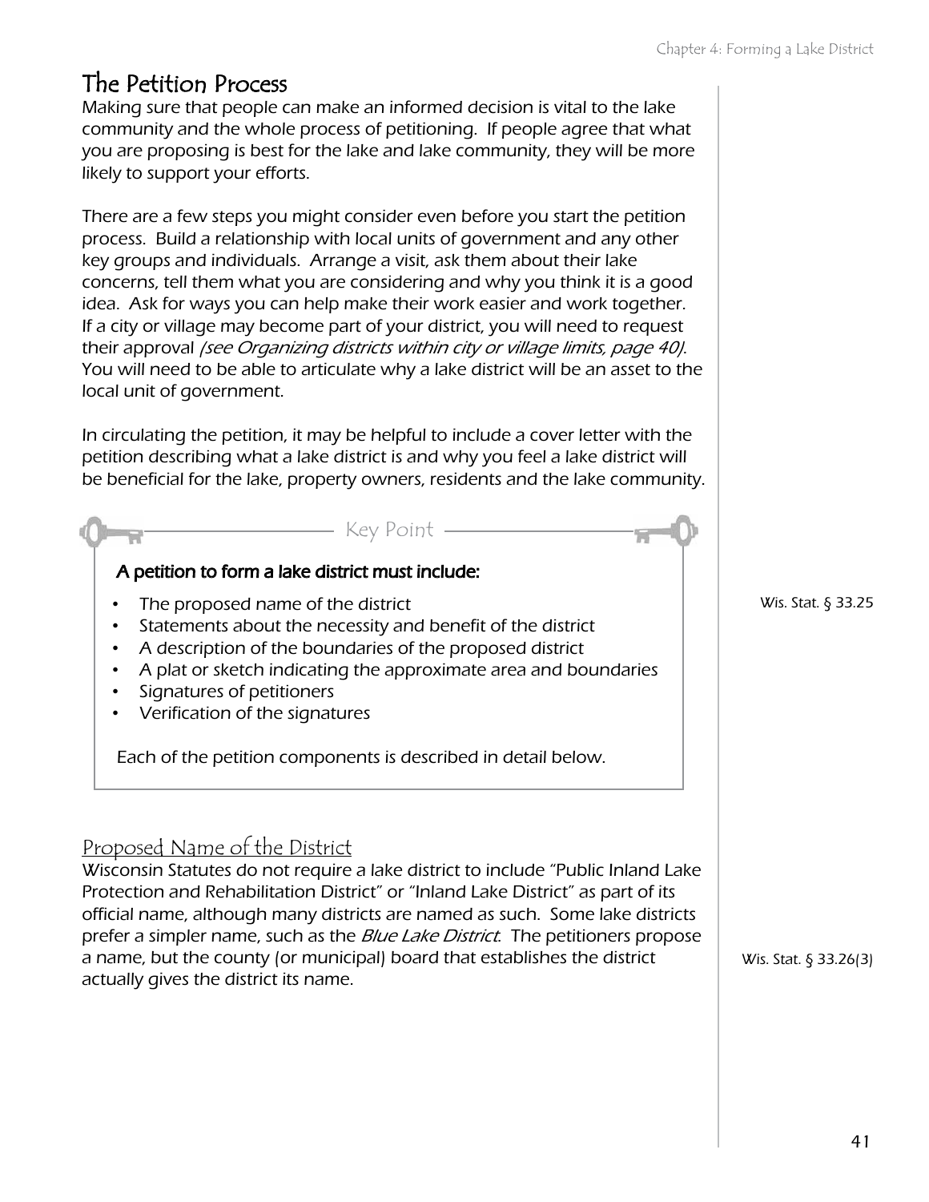## The Petition Process

Making sure that people can make an informed decision is vital to the lake community and the whole process of petitioning. If people agree that what you are proposing is best for the lake and lake community, they will be more likely to support your efforts.

There are a few steps you might consider even before you start the petition process. Build a relationship with local units of government and any other key groups and individuals. Arrange a visit, ask them about their lake concerns, tell them what you are considering and why you think it is a good idea. Ask for ways you can help make their work easier and work together. If a city or village may become part of your district, you will need to request their approval *(see Organizing districts within city or village limits, page 40)*. You will need to be able to articulate why a lake district will be an asset to the local unit of government.

In circulating the petition, it may be helpful to include a cover letter with the petition describing what a lake district is and why you feel a lake district will be beneficial for the lake, property owners, residents and the lake community.

### Key Point

**A petition to form a lake district must include:**

- The proposed name of the district
- Statements about the necessity and benefit of the district
- A description of the boundaries of the proposed district
- A plat or sketch indicating the approximate area and boundaries
- Signatures of petitioners
- Verification of the signatures

Each of the petition components is described in detail below.

Wis. Stat. § 33.25

### Proposed Name of the District

Wisconsin Statutes do not require a lake district to include "Public Inland Lake Protection and Rehabilitation District" or "Inland Lake District" as part of its official name, although many districts are named as such. Some lake districts prefer a simpler name, such as the *Blue Lake District*. The petitioners propose a name, but the county (or municipal) board that establishes the district actually gives the district its name.

Wis. Stat. § 33.26(3)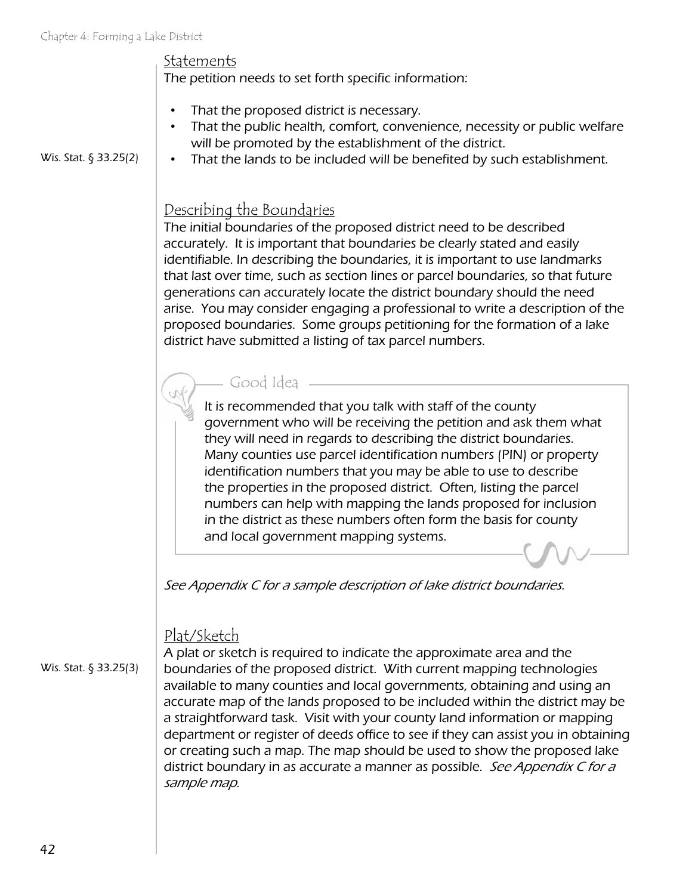### Statements

The petition needs to set forth specific information:

- That the proposed district is necessary.
- That the public health, comfort, convenience, necessity or public welfare will be promoted by the establishment of the district.
- That the lands to be included will be benefited by such establishment.

Wis. Stat. § 33.25(2)

### Describing the Boundaries

The initial boundaries of the proposed district need to be described accurately. It is important that boundaries be clearly stated and easily identifiable. In describing the boundaries, it is important to use landmarks that last over time, such as section lines or parcel boundaries, so that future generations can accurately locate the district boundary should the need arise. You may consider engaging a professional to write a description of the proposed boundaries. Some groups petitioning for the formation of a lake district have submitted a listing of tax parcel numbers.

> **Good Idea**
>
> It is recommended that you talk with staff of the county government who will be receiving the petition and ask them what they will need in regards to describing the district boundaries. Many counties use parcel identification numbers (PIN) or property identification numbers that you may be able to use to describe the properties in the proposed district. Often, listing the parcel numbers can help with mapping the lands proposed for inclusion in the district as these numbers often form the basis for county and local government mapping systems.

*See Appendix C for a sample description of lake district boundaries.*

### Plat/Sketch

Wis. Stat. § 33.25(3)

A plat or sketch is required to indicate the approximate area and the boundaries of the proposed district. With current mapping technologies available to many counties and local governments, obtaining and using an accurate map of the lands proposed to be included within the district may be a straightforward task. Visit with your county land information or mapping department or register of deeds office to see if they can assist you in obtaining or creating such a map. The map should be used to show the proposed lake district boundary in as accurate a manner as possible. *See Appendix C for a sample map.*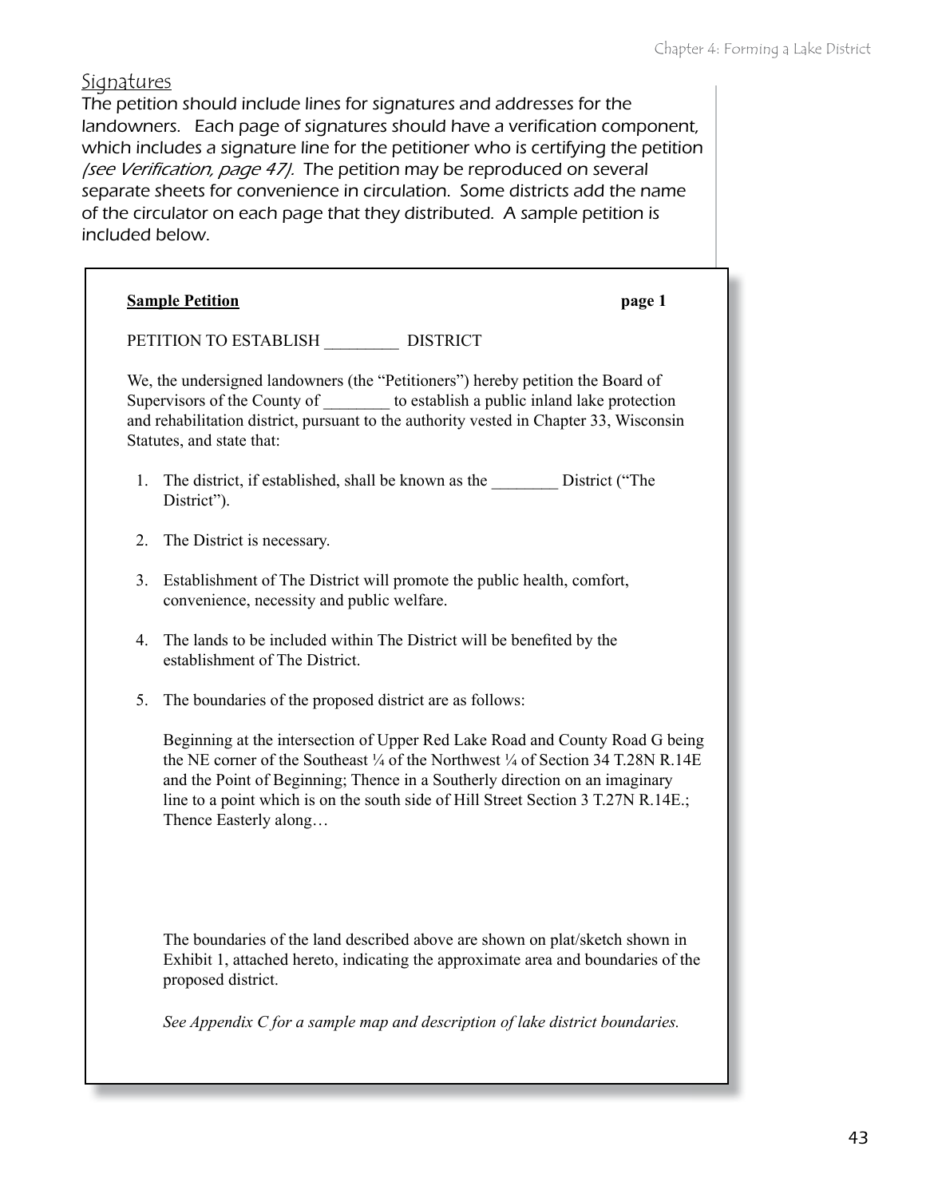## Signatures

The petition should include lines for signatures and addresses for the landowners. Each page of signatures should have a verification component, which includes a signature line for the petitioner who is certifying the petition *(see Verification, page 47).* The petition may be reproduced on several separate sheets for convenience in circulation. Some districts add the name of the circulator on each page that they distributed. A sample petition is included below.

**Sample Petition** **page 1**

PETITION TO ESTABLISH _________ DISTRICT

We, the undersigned landowners (the "Petitioners") hereby petition the Board of Supervisors of the County of ________ to establish a public inland lake protection and rehabilitation district, pursuant to the authority vested in Chapter 33, Wisconsin Statutes, and state that:

1. The district, if established, shall be known as the ________ District ("The District").

2. The District is necessary.

3. Establishment of The District will promote the public health, comfort, convenience, necessity and public welfare.

4. The lands to be included within The District will be benefited by the establishment of The District.

5. The boundaries of the proposed district are as follows:

   Beginning at the intersection of Upper Red Lake Road and County Road G being the NE corner of the Southeast ¼ of the Northwest ¼ of Section 34 T.28N R.14E and the Point of Beginning; Thence in a Southerly direction on an imaginary line to a point which is on the south side of Hill Street Section 3 T.27N R.14E.; Thence Easterly along…

   The boundaries of the land described above are shown on plat/sketch shown in Exhibit 1, attached hereto, indicating the approximate area and boundaries of the proposed district.

   *See Appendix C for a sample map and description of lake district boundaries.*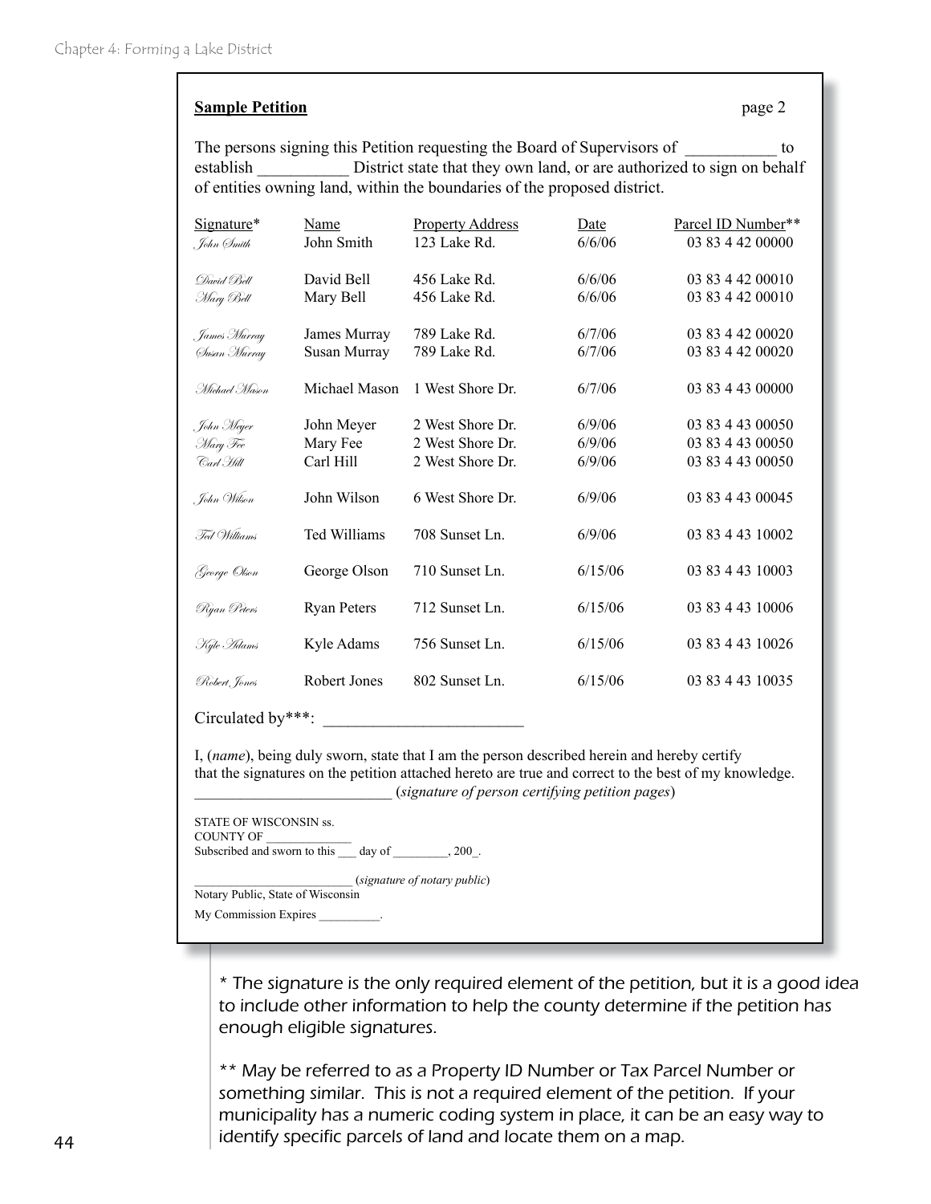**Sample Petition** page 2

The persons signing this Petition requesting the Board of Supervisors of __________ to establish __________ District state that they own land, or are authorized to sign on behalf of entities owning land, within the boundaries of the proposed district.

| Signature* | Name | Property Address | Date | Parcel ID Number** |
|---|---|---|---|---|
| John Smith | John Smith | 123 Lake Rd. | 6/6/06 | 03 83 4 42 00000 |
| David Bell | David Bell | 456 Lake Rd. | 6/6/06 | 03 83 4 42 00010 |
| Mary Bell | Mary Bell | 456 Lake Rd. | 6/6/06 | 03 83 4 42 00010 |
| James Murray | James Murray | 789 Lake Rd. | 6/7/06 | 03 83 4 42 00020 |
| Susan Murray | Susan Murray | 789 Lake Rd. | 6/7/06 | 03 83 4 42 00020 |
| Michael Mason | Michael Mason | 1 West Shore Dr. | 6/7/06 | 03 83 4 43 00000 |
| John Meyer | John Meyer | 2 West Shore Dr. | 6/9/06 | 03 83 4 43 00050 |
| Mary Fee | Mary Fee | 2 West Shore Dr. | 6/9/06 | 03 83 4 43 00050 |
| Carl Hill | Carl Hill | 2 West Shore Dr. | 6/9/06 | 03 83 4 43 00050 |
| John Wilson | John Wilson | 6 West Shore Dr. | 6/9/06 | 03 83 4 43 00045 |
| Ted Williams | Ted Williams | 708 Sunset Ln. | 6/9/06 | 03 83 4 43 10002 |
| George Olson | George Olson | 710 Sunset Ln. | 6/15/06 | 03 83 4 43 10003 |
| Ryan Peters | Ryan Peters | 712 Sunset Ln. | 6/15/06 | 03 83 4 43 10006 |
| Kyle Adams | Kyle Adams | 756 Sunset Ln. | 6/15/06 | 03 83 4 43 10026 |
| Robert Jones | Robert Jones | 802 Sunset Ln. | 6/15/06 | 03 83 4 43 10035 |

Circulated by***: ______________________

I, (*name*), being duly sworn, state that I am the person described herein and hereby certify that the signatures on the petition attached hereto are true and correct to the best of my knowledge.
________________________ (*signature of person certifying petition pages*)

STATE OF WISCONSIN ss.
COUNTY OF ____________
Subscribed and sworn to this ___ day of ________, 200_.

________________________ (*signature of notary public*)
Notary Public, State of Wisconsin
My Commission Expires _________.

*\* The signature is the only required element of the petition, but it is a good idea to include other information to help the county determine if the petition has enough eligible signatures.*

*\*\* May be referred to as a Property ID Number or Tax Parcel Number or something similar. This is not a required element of the petition. If your municipality has a numeric coding system in place, it can be an easy way to identify specific parcels of land and locate them on a map.*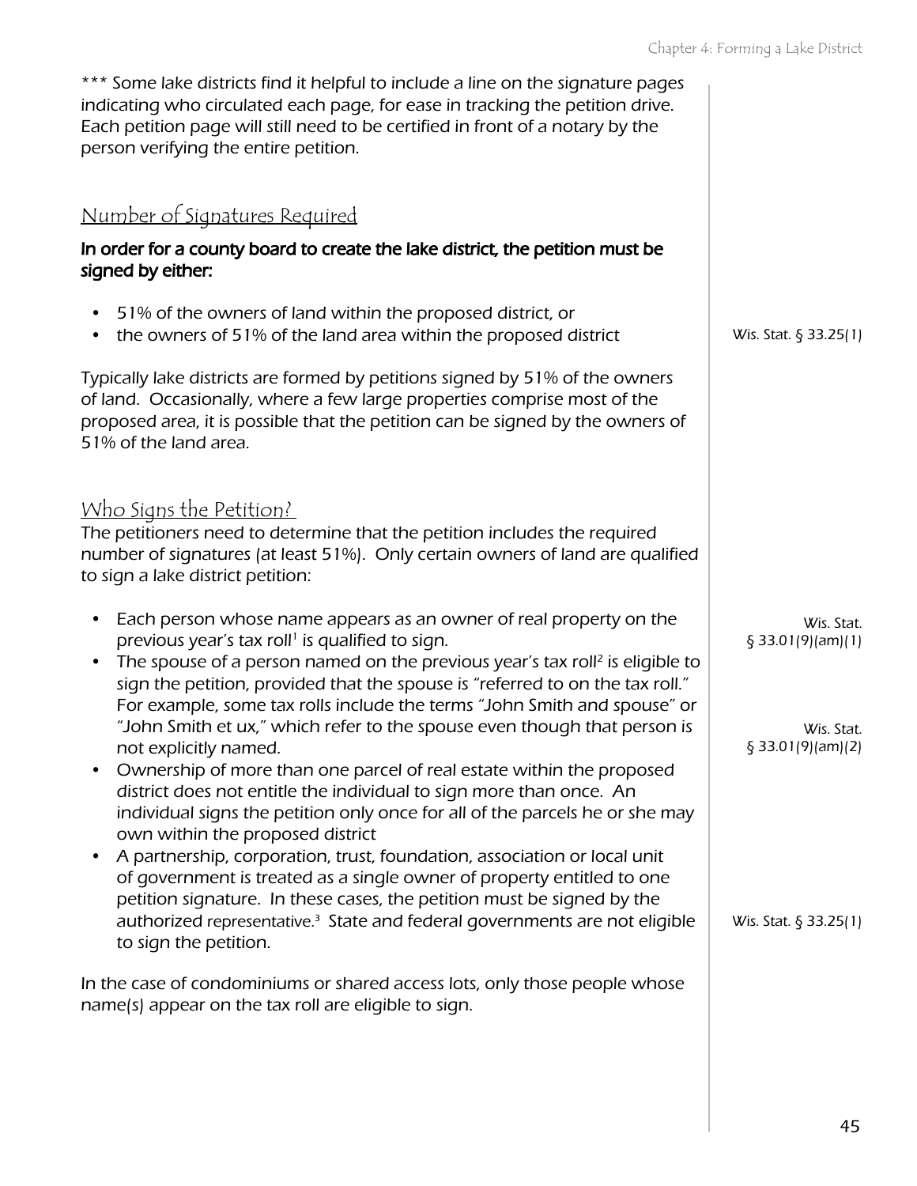*** Some lake districts find it helpful to include a line on the signature pages indicating who circulated each page, for ease in tracking the petition drive. Each petition page will still need to be certified in front of a notary by the person verifying the entire petition.

## Number of Signatures Required

**In order for a county board to create the lake district, the petition must be signed by either:**

- 51% of the owners of land within the proposed district, or
- the owners of 51% of the land area within the proposed district

Wis. Stat. § 33.25(1)

Typically lake districts are formed by petitions signed by 51% of the owners of land. Occasionally, where a few large properties comprise most of the proposed area, it is possible that the petition can be signed by the owners of 51% of the land area.

## Who Signs the Petition?

The petitioners need to determine that the petition includes the required number of signatures (at least 51%). Only certain owners of land are qualified to sign a lake district petition:

- Each person whose name appears as an owner of real property on the previous year's tax roll[1] is qualified to sign.
- The spouse of a person named on the previous year's tax roll[2] is eligible to sign the petition, provided that the spouse is "referred to on the tax roll." For example, some tax rolls include the terms "John Smith and spouse" or "John Smith et ux," which refer to the spouse even though that person is not explicitly named.
- Ownership of more than one parcel of real estate within the proposed district does not entitle the individual to sign more than once. An individual signs the petition only once for all of the parcels he or she may own within the proposed district
- A partnership, corporation, trust, foundation, association or local unit of government is treated as a single owner of property entitled to one petition signature. In these cases, the petition must be signed by the authorized representative.[3] State and federal governments are not eligible to sign the petition.

Wis. Stat. § 33.01(9)(am)(1)

Wis. Stat. § 33.01(9)(am)(2)

Wis. Stat. § 33.25(1)

In the case of condominiums or shared access lots, only those people whose name(s) appear on the tax roll are eligible to sign.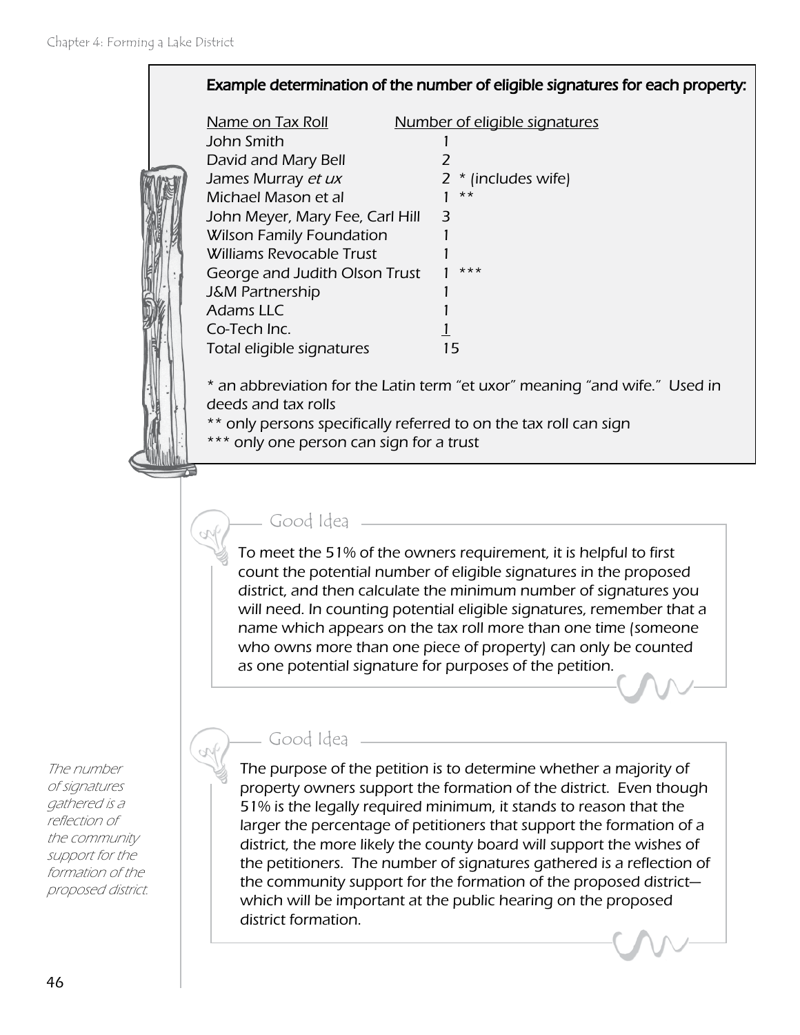**Example determination of the number of eligible signatures for each property:**

| Name on Tax Roll | Number of eligible signatures |
|---|---|
| John Smith | 1 |
| David and Mary Bell | 2 |
| James Murray *et ux* | 2 * (includes wife) |
| Michael Mason et al | 1 ** |
| John Meyer, Mary Fee, Carl Hill | 3 |
| Wilson Family Foundation | 1 |
| Williams Revocable Trust | 1 |
| George and Judith Olson Trust | 1 *** |
| J&M Partnership | 1 |
| Adams LLC | 1 |
| Co-Tech Inc. | 1 |
| Total eligible signatures | 15 |

* an abbreviation for the Latin term "et uxor" meaning "and wife." Used in deeds and tax rolls

** only persons specifically referred to on the tax roll can sign

*** only one person can sign for a trust

### Good Idea

To meet the 51% of the owners requirement, it is helpful to first count the potential number of eligible signatures in the proposed district, and then calculate the minimum number of signatures you will need. In counting potential eligible signatures, remember that a name which appears on the tax roll more than one time (someone who owns more than one piece of property) can only be counted as one potential signature for purposes of the petition.

### Good Idea

The purpose of the petition is to determine whether a majority of property owners support the formation of the district. Even though 51% is the legally required minimum, it stands to reason that the larger the percentage of petitioners that support the formation of a district, the more likely the county board will support the wishes of the petitioners. The number of signatures gathered is a reflection of the community support for the formation of the proposed district—which will be important at the public hearing on the proposed district formation.

*The number of signatures gathered is a reflection of the community support for the formation of the proposed district.*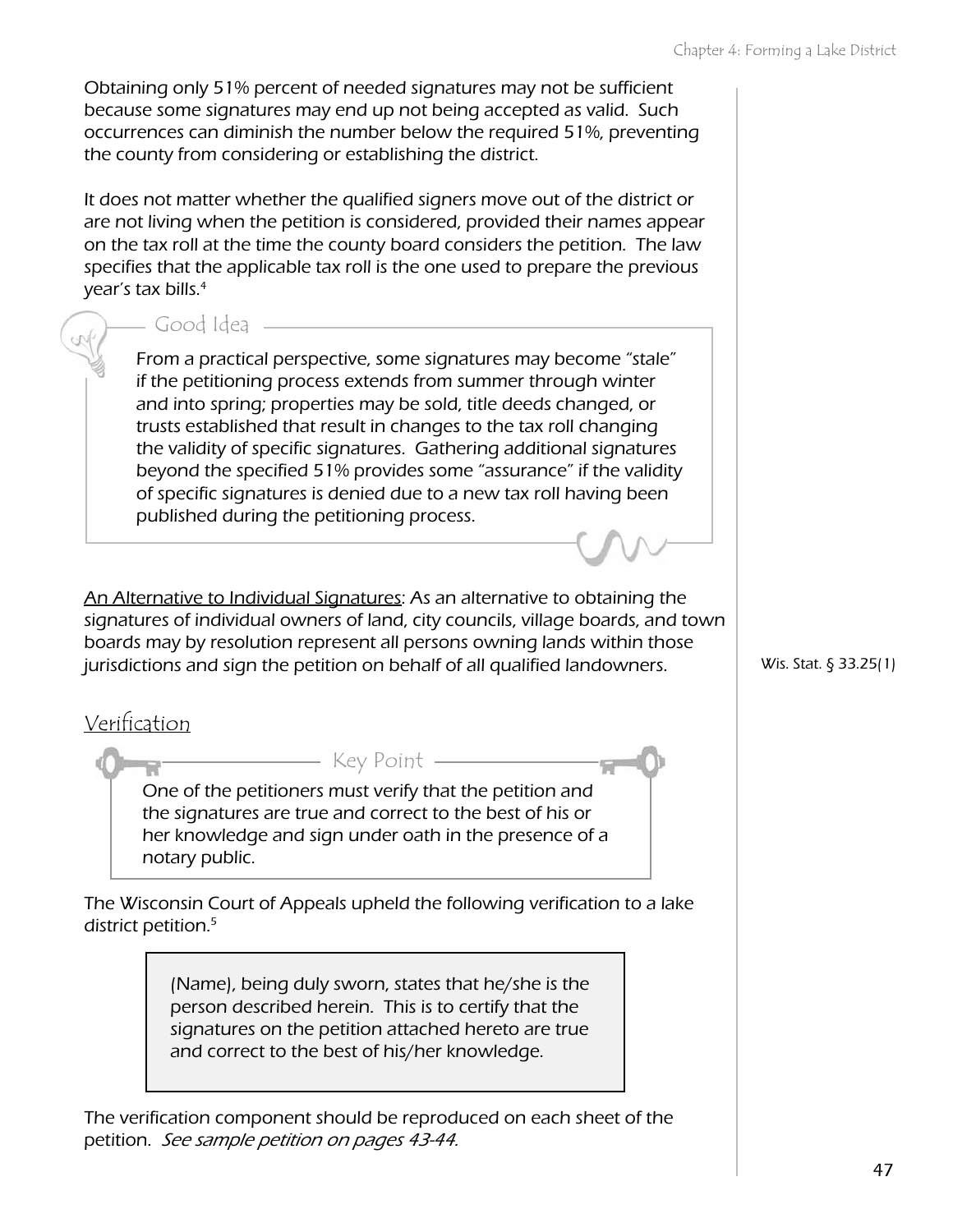Obtaining only 51% percent of needed signatures may not be sufficient because some signatures may end up not being accepted as valid. Such occurrences can diminish the number below the required 51%, preventing the county from considering or establishing the district.

It does not matter whether the qualified signers move out of the district or are not living when the petition is considered, provided their names appear on the tax roll at the time the county board considers the petition. The law specifies that the applicable tax roll is the one used to prepare the previous year's tax bills.[4]

> **Good Idea**
>
> From a practical perspective, some signatures may become "stale" if the petitioning process extends from summer through winter and into spring; properties may be sold, title deeds changed, or trusts established that result in changes to the tax roll changing the validity of specific signatures. Gathering additional signatures beyond the specified 51% provides some "assurance" if the validity of specific signatures is denied due to a new tax roll having been published during the petitioning process.

<u>An Alternative to Individual Signatures</u>: As an alternative to obtaining the signatures of individual owners of land, city councils, village boards, and town boards may by resolution represent all persons owning lands within those jurisdictions and sign the petition on behalf of all qualified landowners.

Wis. Stat. § 33.25(1)

## Verification

> **Key Point**
>
> One of the petitioners must verify that the petition and the signatures are true and correct to the best of his or her knowledge and sign under oath in the presence of a notary public.

The Wisconsin Court of Appeals upheld the following verification to a lake district petition.[5]

> (Name), being duly sworn, states that he/she is the person described herein. This is to certify that the signatures on the petition attached hereto are true and correct to the best of his/her knowledge.

The verification component should be reproduced on each sheet of the petition. *See sample petition on pages 43-44.*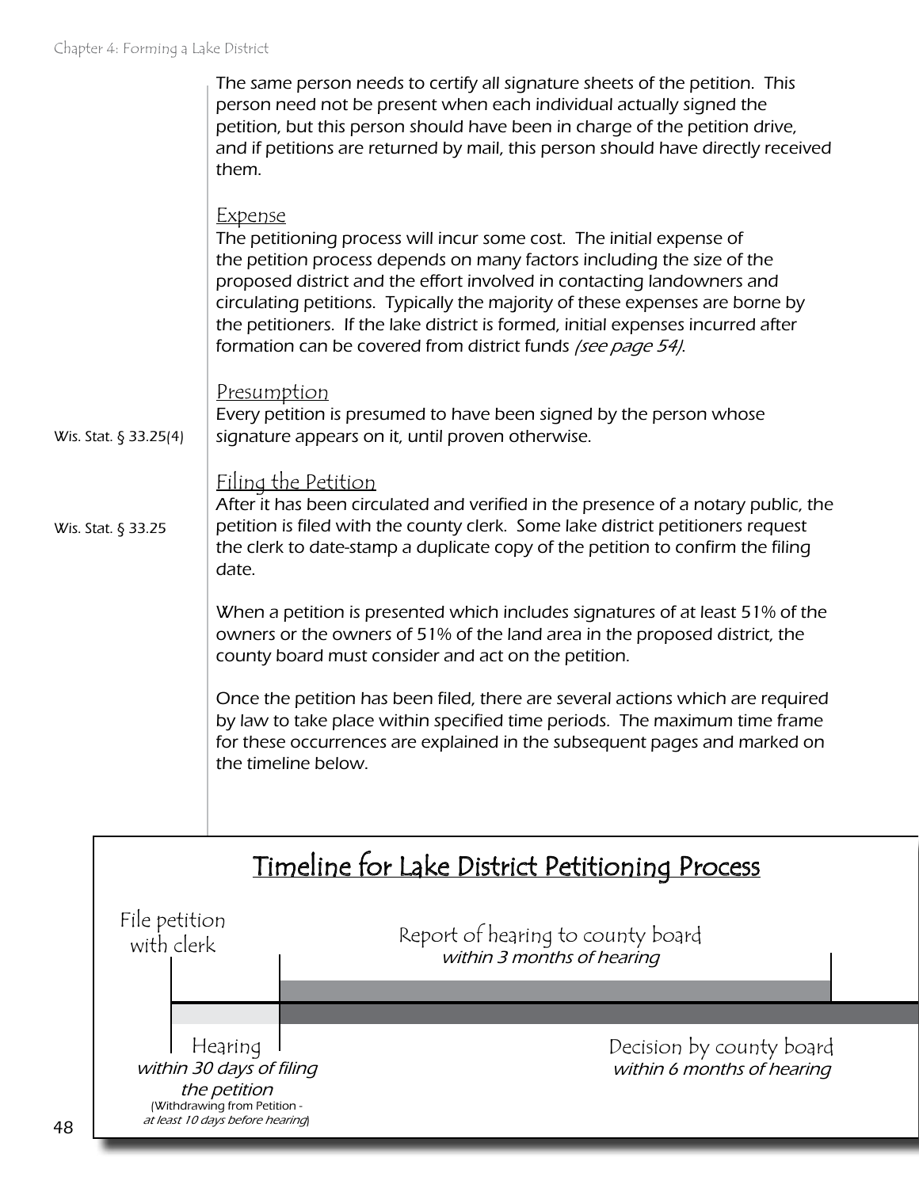The same person needs to certify all signature sheets of the petition. This person need not be present when each individual actually signed the petition, but this person should have been in charge of the petition drive, and if petitions are returned by mail, this person should have directly received them.

### Expense

The petitioning process will incur some cost. The initial expense of the petition process depends on many factors including the size of the proposed district and the effort involved in contacting landowners and circulating petitions. Typically the majority of these expenses are borne by the petitioners. If the lake district is formed, initial expenses incurred after formation can be covered from district funds *(see page 54)*.

### Presumption

Wis. Stat. § 33.25(4)

Every petition is presumed to have been signed by the person whose signature appears on it, until proven otherwise.

### Filing the Petition

Wis. Stat. § 33.25

After it has been circulated and verified in the presence of a notary public, the petition is filed with the county clerk. Some lake district petitioners request the clerk to date-stamp a duplicate copy of the petition to confirm the filing date.

When a petition is presented which includes signatures of at least 51% of the owners or the owners of 51% of the land area in the proposed district, the county board must consider and act on the petition.

Once the petition has been filed, there are several actions which are required by law to take place within specified time periods. The maximum time frame for these occurrences are explained in the subsequent pages and marked on the timeline below.

## Timeline for Lake District Petitioning Process

- File petition with clerk
- Hearing *within 30 days of filing the petition* (Withdrawing from Petition - *at least 10 days before hearing*)
- Report of hearing to county board *within 3 months of hearing*
- Decision by county board *within 6 months of hearing*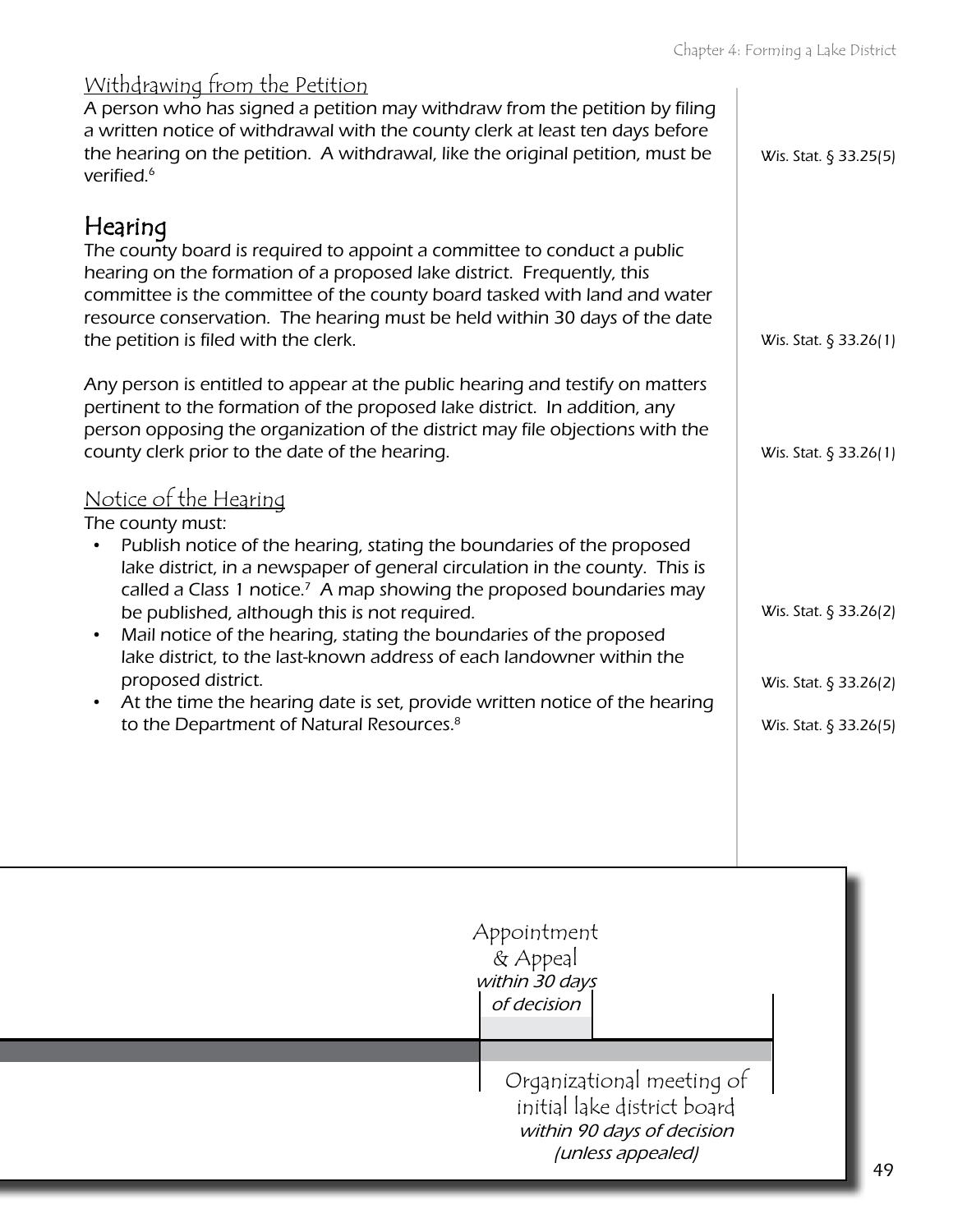## Withdrawing from the Petition

A person who has signed a petition may withdraw from the petition by filing a written notice of withdrawal with the county clerk at least ten days before the hearing on the petition. A withdrawal, like the original petition, must be verified.[6]

Wis. Stat. § 33.25(5)

# Hearing

The county board is required to appoint a committee to conduct a public hearing on the formation of a proposed lake district. Frequently, this committee is the committee of the county board tasked with land and water resource conservation. The hearing must be held within 30 days of the date the petition is filed with the clerk.

Wis. Stat. § 33.26(1)

Any person is entitled to appear at the public hearing and testify on matters pertinent to the formation of the proposed lake district. In addition, any person opposing the organization of the district may file objections with the county clerk prior to the date of the hearing.

Wis. Stat. § 33.26(1)

## Notice of the Hearing

The county must:

- Publish notice of the hearing, stating the boundaries of the proposed lake district, in a newspaper of general circulation in the county. This is called a Class 1 notice.[7] A map showing the proposed boundaries may be published, although this is not required. (Wis. Stat. § 33.26(2))
- Mail notice of the hearing, stating the boundaries of the proposed lake district, to the last-known address of each landowner within the proposed district. (Wis. Stat. § 33.26(2))
- At the time the hearing date is set, provide written notice of the hearing to the Department of Natural Resources.[8] (Wis. Stat. § 33.26(5))

Appointment & Appeal *within 30 days of decision*

Organizational meeting of initial lake district board *within 90 days of decision (unless appealed)*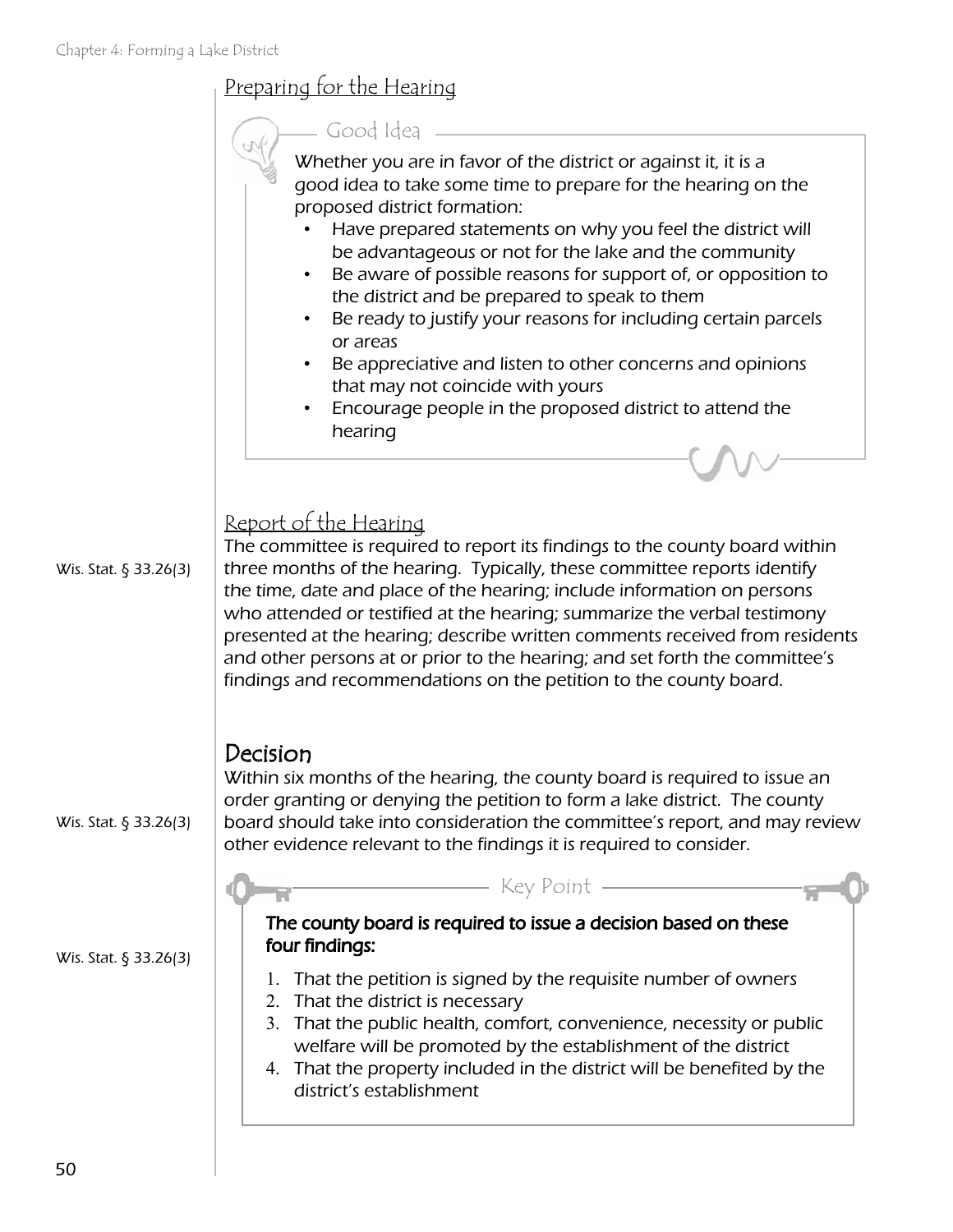## Preparing for the Hearing

**Good Idea**

*Whether you are in favor of the district or against it, it is a good idea to take some time to prepare for the hearing on the proposed district formation:*

- *Have prepared statements on why you feel the district will be advantageous or not for the lake and the community*
- *Be aware of possible reasons for support of, or opposition to the district and be prepared to speak to them*
- *Be ready to justify your reasons for including certain parcels or areas*
- *Be appreciative and listen to other concerns and opinions that may not coincide with yours*
- *Encourage people in the proposed district to attend the hearing*

## Report of the Hearing

Wis. Stat. § 33.26(3)

The committee is required to report its findings to the county board within three months of the hearing. Typically, these committee reports identify the time, date and place of the hearing; include information on persons who attended or testified at the hearing; summarize the verbal testimony presented at the hearing; describe written comments received from residents and other persons at or prior to the hearing; and set forth the committee's findings and recommendations on the petition to the county board.

# Decision

Wis. Stat. § 33.26(3)

Within six months of the hearing, the county board is required to issue an order granting or denying the petition to form a lake district. The county board should take into consideration the committee's report, and may review other evidence relevant to the findings it is required to consider.

**Key Point**

Wis. Stat. § 33.26(3)

**The county board is required to issue a decision based on these four findings:**

1. That the petition is signed by the requisite number of owners
2. That the district is necessary
3. That the public health, comfort, convenience, necessity or public welfare will be promoted by the establishment of the district
4. That the property included in the district will be benefited by the district's establishment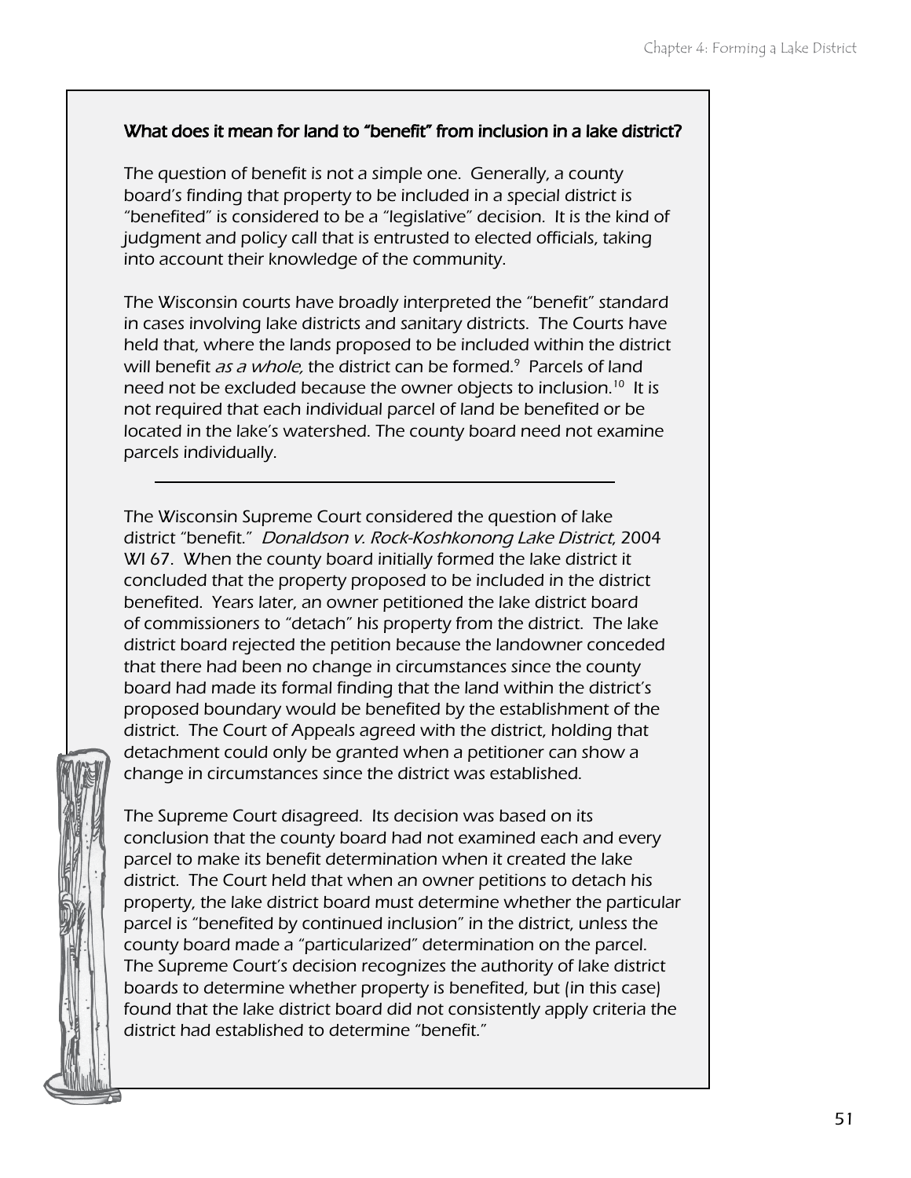### What does it mean for land to "benefit" from inclusion in a lake district?

The question of benefit is not a simple one. Generally, a county board's finding that property to be included in a special district is "benefited" is considered to be a "legislative" decision. It is the kind of judgment and policy call that is entrusted to elected officials, taking into account their knowledge of the community.

The Wisconsin courts have broadly interpreted the "benefit" standard in cases involving lake districts and sanitary districts. The Courts have held that, where the lands proposed to be included within the district will benefit *as a whole,* the district can be formed.[9] Parcels of land need not be excluded because the owner objects to inclusion.[10] It is not required that each individual parcel of land be benefited or be located in the lake's watershed. The county board need not examine parcels individually.

---

The Wisconsin Supreme Court considered the question of lake district "benefit." *Donaldson v. Rock-Koshkonong Lake District*, 2004 WI 67. When the county board initially formed the lake district it concluded that the property proposed to be included in the district benefited. Years later, an owner petitioned the lake district board of commissioners to "detach" his property from the district. The lake district board rejected the petition because the landowner conceded that there had been no change in circumstances since the county board had made its formal finding that the land within the district's proposed boundary would be benefited by the establishment of the district. The Court of Appeals agreed with the district, holding that detachment could only be granted when a petitioner can show a change in circumstances since the district was established.

The Supreme Court disagreed. Its decision was based on its conclusion that the county board had not examined each and every parcel to make its benefit determination when it created the lake district. The Court held that when an owner petitions to detach his property, the lake district board must determine whether the particular parcel is "benefited by continued inclusion" in the district, unless the county board made a "particularized" determination on the parcel. The Supreme Court's decision recognizes the authority of lake district boards to determine whether property is benefited, but (in this case) found that the lake district board did not consistently apply criteria the district had established to determine "benefit."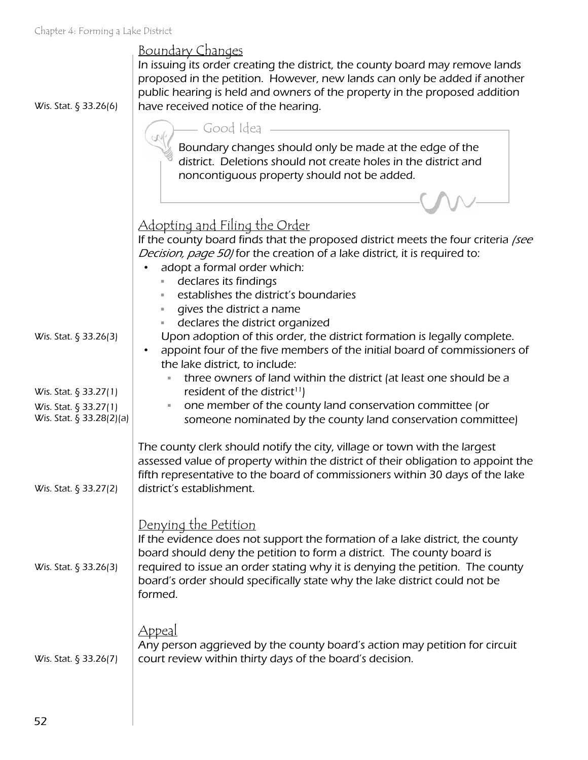## Boundary Changes

In issuing its order creating the district, the county board may remove lands proposed in the petition. However, new lands can only be added if another public hearing is held and owners of the property in the proposed addition have received notice of the hearing.

Wis. Stat. § 33.26(6)

> **Good Idea**
>
> Boundary changes should only be made at the edge of the district. Deletions should not create holes in the district and noncontiguous property should not be added.

## Adopting and Filing the Order

If the county board finds that the proposed district meets the four criteria *(see Decision, page 50)* for the creation of a lake district, it is required to:

- adopt a formal order which:
  - declares its findings
  - establishes the district's boundaries
  - gives the district a name
  - declares the district organized

  Upon adoption of this order, the district formation is legally complete.
- appoint four of the five members of the initial board of commissioners of the lake district, to include:
  - three owners of land within the district (at least one should be a resident of the district[11])
  - one member of the county land conservation committee (or someone nominated by the county land conservation committee)

Wis. Stat. § 33.26(3)
Wis. Stat. § 33.27(1)
Wis. Stat. § 33.27(1)
Wis. Stat. § 33.28(2)(a)

The county clerk should notify the city, village or town with the largest assessed value of property within the district of their obligation to appoint the fifth representative to the board of commissioners within 30 days of the lake district's establishment.

Wis. Stat. § 33.27(2)

## Denying the Petition

If the evidence does not support the formation of a lake district, the county board should deny the petition to form a district. The county board is required to issue an order stating why it is denying the petition. The county board's order should specifically state why the lake district could not be formed.

Wis. Stat. § 33.26(3)

## Appeal

Any person aggrieved by the county board's action may petition for circuit court review within thirty days of the board's decision.

Wis. Stat. § 33.26(7)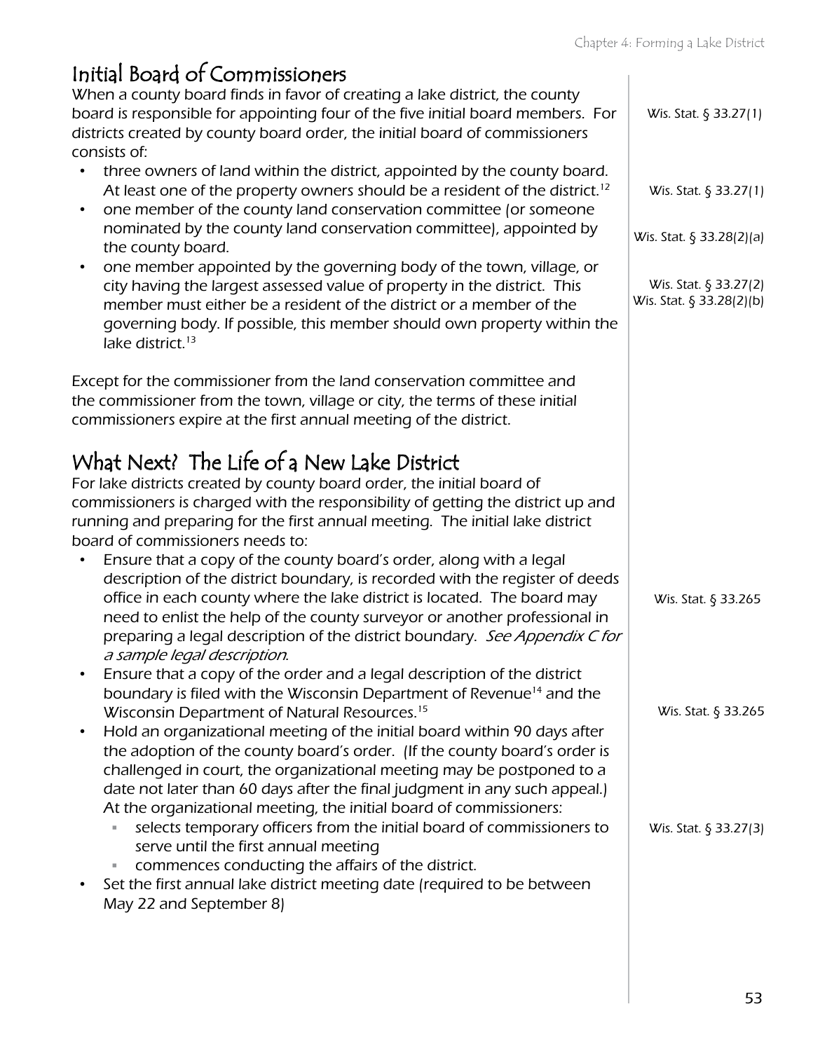## Initial Board of Commissioners

When a county board finds in favor of creating a lake district, the county board is responsible for appointing four of the five initial board members. For districts created by county board order, the initial board of commissioners consists of:

Wis. Stat. § 33.27(1)

- three owners of land within the district, appointed by the county board. At least one of the property owners should be a resident of the district.[12]
- one member of the county land conservation committee (or someone nominated by the county land conservation committee), appointed by the county board.
- one member appointed by the governing body of the town, village, or city having the largest assessed value of property in the district. This member must either be a resident of the district or a member of the governing body. If possible, this member should own property within the lake district.[13]

Wis. Stat. § 33.27(1)
Wis. Stat. § 33.28(2)(a)
Wis. Stat. § 33.27(2)
Wis. Stat. § 33.28(2)(b)

Except for the commissioner from the land conservation committee and the commissioner from the town, village or city, the terms of these initial commissioners expire at the first annual meeting of the district.

## What Next? The Life of a New Lake District

For lake districts created by county board order, the initial board of commissioners is charged with the responsibility of getting the district up and running and preparing for the first annual meeting. The initial lake district board of commissioners needs to:

- Ensure that a copy of the county board's order, along with a legal description of the district boundary, is recorded with the register of deeds office in each county where the lake district is located. The board may need to enlist the help of the county surveyor or another professional in preparing a legal description of the district boundary. *See Appendix C for a sample legal description*.
- Ensure that a copy of the order and a legal description of the district boundary is filed with the Wisconsin Department of Revenue[14] and the Wisconsin Department of Natural Resources.[15]
- Hold an organizational meeting of the initial board within 90 days after the adoption of the county board's order. (If the county board's order is challenged in court, the organizational meeting may be postponed to a date not later than 60 days after the final judgment in any such appeal.) At the organizational meeting, the initial board of commissioners:
  - selects temporary officers from the initial board of commissioners to serve until the first annual meeting
  - commences conducting the affairs of the district.
- Set the first annual lake district meeting date (required to be between May 22 and September 8)

Wis. Stat. § 33.265

Wis. Stat. § 33.265

Wis. Stat. § 33.27(3)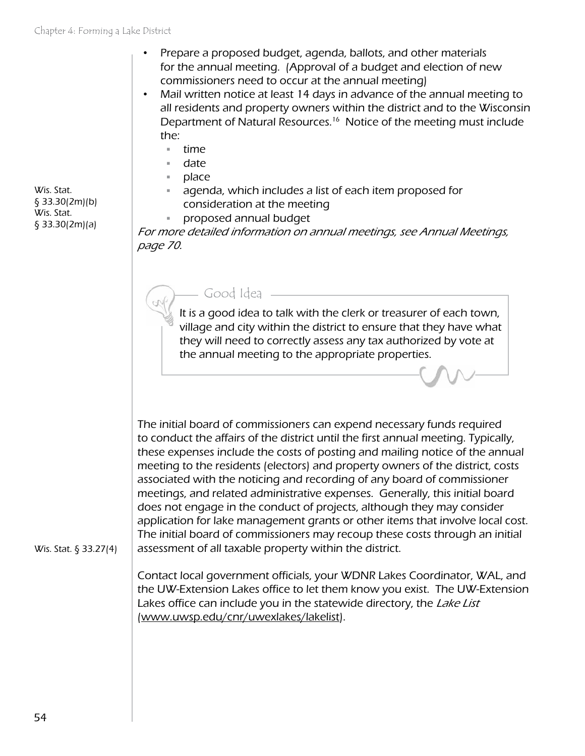- Prepare a proposed budget, agenda, ballots, and other materials for the annual meeting. (Approval of a budget and election of new commissioners need to occur at the annual meeting)
- Mail written notice at least 14 days in advance of the annual meeting to all residents and property owners within the district and to the Wisconsin Department of Natural Resources.[16] Notice of the meeting must include the:
  - time
  - date
  - place
  - agenda, which includes a list of each item proposed for consideration at the meeting
  - proposed annual budget

Wis. Stat. § 33.30(2m)(b)
Wis. Stat. § 33.30(2m)(a)

*For more detailed information on annual meetings, see Annual Meetings, page 70.*

> **Good Idea**
>
> It is a good idea to talk with the clerk or treasurer of each town, village and city within the district to ensure that they have what they will need to correctly assess any tax authorized by vote at the annual meeting to the appropriate properties.

The initial board of commissioners can expend necessary funds required to conduct the affairs of the district until the first annual meeting. Typically, these expenses include the costs of posting and mailing notice of the annual meeting to the residents (electors) and property owners of the district, costs associated with the noticing and recording of any board of commissioner meetings, and related administrative expenses. Generally, this initial board does not engage in the conduct of projects, although they may consider application for lake management grants or other items that involve local cost. The initial board of commissioners may recoup these costs through an initial assessment of all taxable property within the district.

Wis. Stat. § 33.27(4)

Contact local government officials, your WDNR Lakes Coordinator, WAL, and the UW-Extension Lakes office to let them know you exist. The UW-Extension Lakes office can include you in the statewide directory, the *Lake List* (www.uwsp.edu/cnr/uwexlakes/lakelist).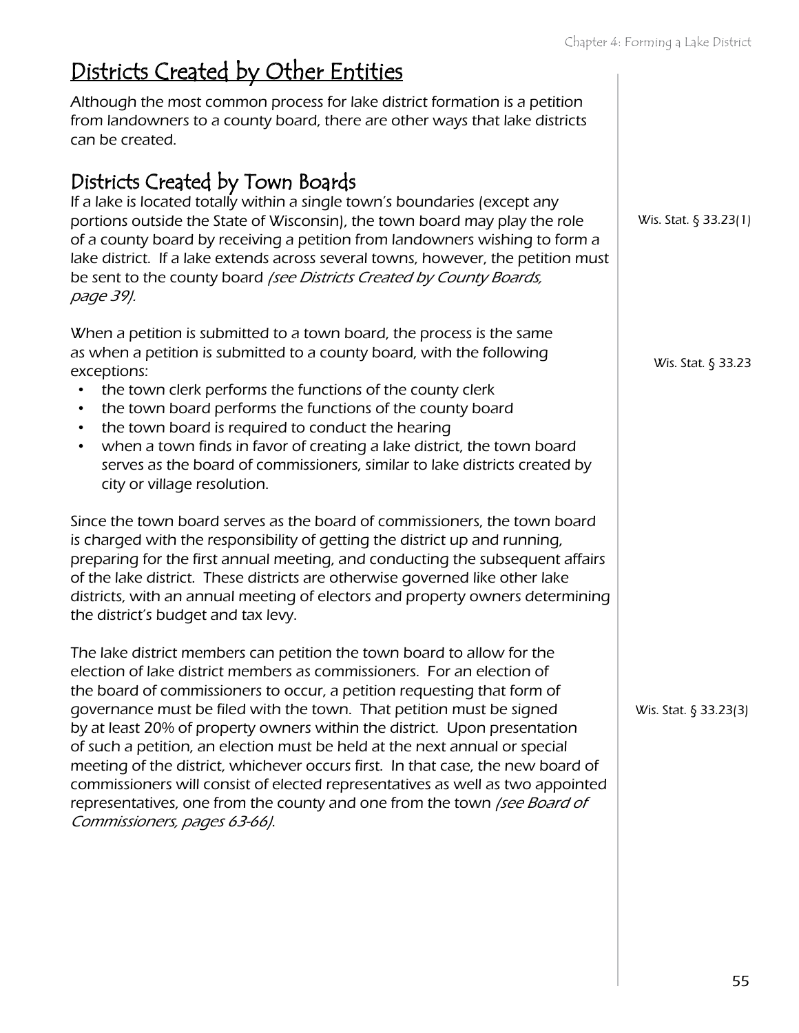# Districts Created by Other Entities

Although the most common process for lake district formation is a petition from landowners to a county board, there are other ways that lake districts can be created.

## Districts Created by Town Boards

If a lake is located totally within a single town's boundaries (except any portions outside the State of Wisconsin), the town board may play the role of a county board by receiving a petition from landowners wishing to form a lake district. If a lake extends across several towns, however, the petition must be sent to the county board *(see Districts Created by County Boards, page 39)*.

Wis. Stat. § 33.23(1)

When a petition is submitted to a town board, the process is the same as when a petition is submitted to a county board, with the following exceptions:

Wis. Stat. § 33.23

- the town clerk performs the functions of the county clerk
- the town board performs the functions of the county board
- the town board is required to conduct the hearing
- when a town finds in favor of creating a lake district, the town board serves as the board of commissioners, similar to lake districts created by city or village resolution.

Since the town board serves as the board of commissioners, the town board is charged with the responsibility of getting the district up and running, preparing for the first annual meeting, and conducting the subsequent affairs of the lake district. These districts are otherwise governed like other lake districts, with an annual meeting of electors and property owners determining the district's budget and tax levy.

The lake district members can petition the town board to allow for the election of lake district members as commissioners. For an election of the board of commissioners to occur, a petition requesting that form of governance must be filed with the town. That petition must be signed by at least 20% of property owners within the district. Upon presentation of such a petition, an election must be held at the next annual or special meeting of the district, whichever occurs first. In that case, the new board of commissioners will consist of elected representatives as well as two appointed representatives, one from the county and one from the town *(see Board of Commissioners, pages 63-66)*.

Wis. Stat. § 33.23(3)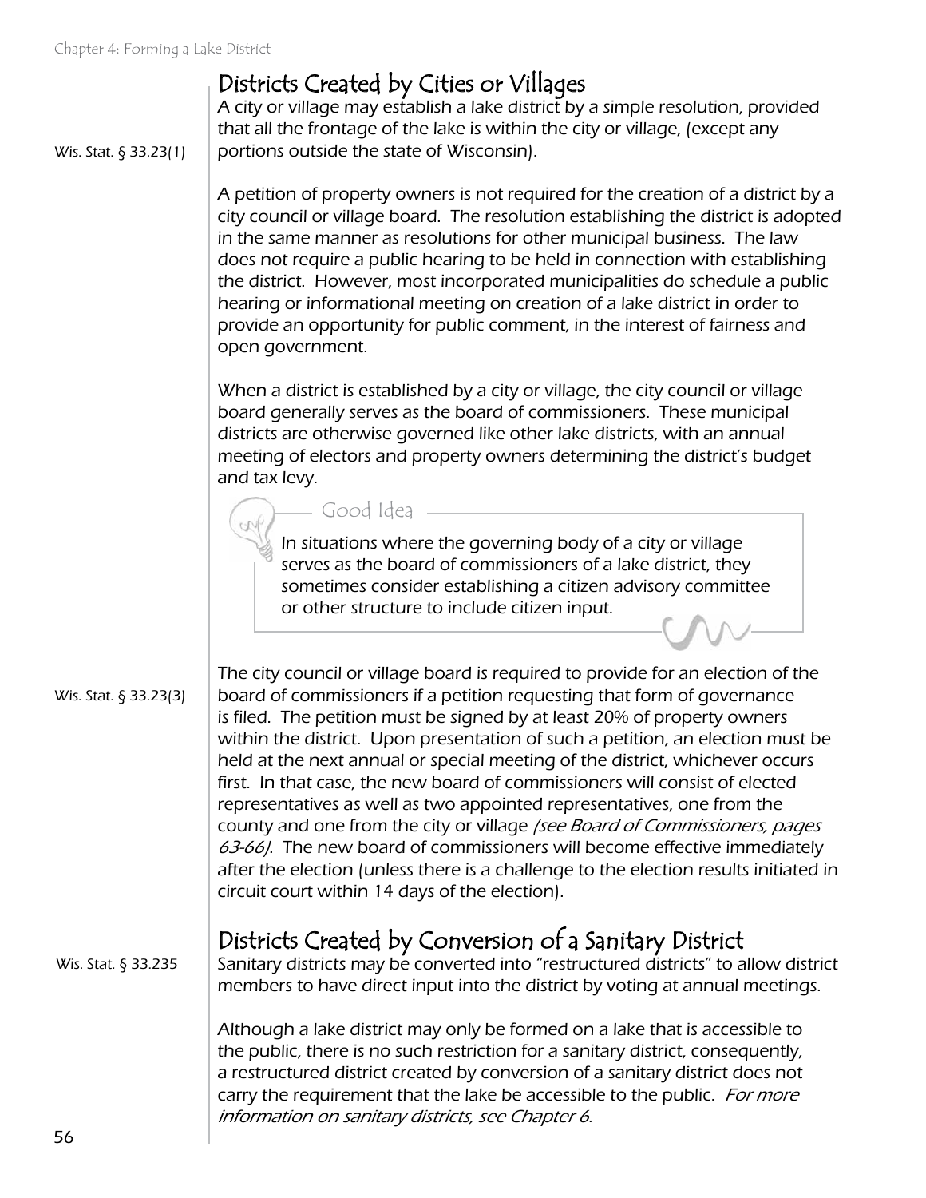## Districts Created by Cities or Villages

Wis. Stat. § 33.23(1)

A city or village may establish a lake district by a simple resolution, provided that all the frontage of the lake is within the city or village, (except any portions outside the state of Wisconsin).

A petition of property owners is not required for the creation of a district by a city council or village board. The resolution establishing the district is adopted in the same manner as resolutions for other municipal business. The law does not require a public hearing to be held in connection with establishing the district. However, most incorporated municipalities do schedule a public hearing or informational meeting on creation of a lake district in order to provide an opportunity for public comment, in the interest of fairness and open government.

When a district is established by a city or village, the city council or village board generally serves as the board of commissioners. These municipal districts are otherwise governed like other lake districts, with an annual meeting of electors and property owners determining the district's budget and tax levy.

> **Good Idea**
>
> In situations where the governing body of a city or village serves as the board of commissioners of a lake district, they sometimes consider establishing a citizen advisory committee or other structure to include citizen input.

Wis. Stat. § 33.23(3)

The city council or village board is required to provide for an election of the board of commissioners if a petition requesting that form of governance is filed. The petition must be signed by at least 20% of property owners within the district. Upon presentation of such a petition, an election must be held at the next annual or special meeting of the district, whichever occurs first. In that case, the new board of commissioners will consist of elected representatives as well as two appointed representatives, one from the county and one from the city or village *(see Board of Commissioners, pages 63-66)*. The new board of commissioners will become effective immediately after the election (unless there is a challenge to the election results initiated in circuit court within 14 days of the election).

## Districts Created by Conversion of a Sanitary District

Wis. Stat. § 33.235

Sanitary districts may be converted into "restructured districts" to allow district members to have direct input into the district by voting at annual meetings.

Although a lake district may only be formed on a lake that is accessible to the public, there is no such restriction for a sanitary district, consequently, a restructured district created by conversion of a sanitary district does not carry the requirement that the lake be accessible to the public. *For more information on sanitary districts, see Chapter 6.*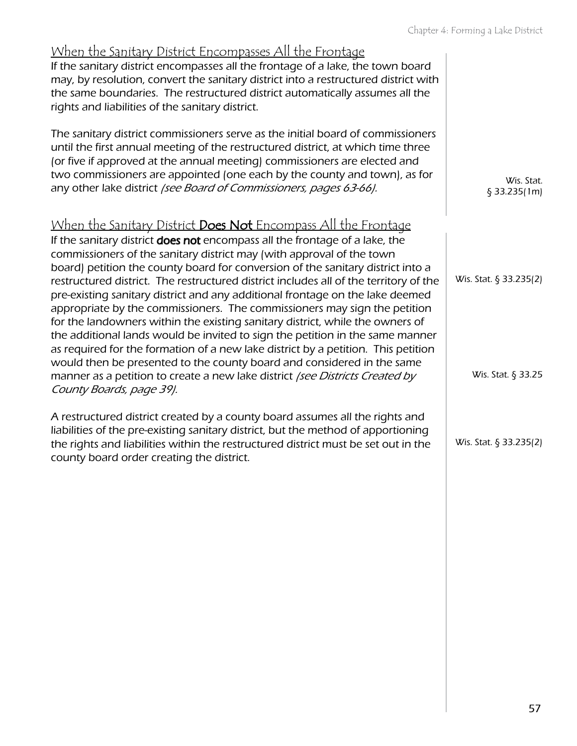## When the Sanitary District Encompasses All the Frontage

If the sanitary district encompasses all the frontage of a lake, the town board may, by resolution, convert the sanitary district into a restructured district with the same boundaries. The restructured district automatically assumes all the rights and liabilities of the sanitary district.

The sanitary district commissioners serve as the initial board of commissioners until the first annual meeting of the restructured district, at which time three (or five if approved at the annual meeting) commissioners are elected and two commissioners are appointed (one each by the county and town), as for any other lake district *(see Board of Commissioners, pages 63-66)*.

Wis. Stat. § 33.235(1m)

## When the Sanitary District **Does Not** Encompass All the Frontage

If the sanitary district **does not** encompass all the frontage of a lake, the commissioners of the sanitary district may (with approval of the town board) petition the county board for conversion of the sanitary district into a restructured district. The restructured district includes all of the territory of the pre-existing sanitary district and any additional frontage on the lake deemed appropriate by the commissioners. The commissioners may sign the petition for the landowners within the existing sanitary district, while the owners of the additional lands would be invited to sign the petition in the same manner as required for the formation of a new lake district by a petition. This petition would then be presented to the county board and considered in the same manner as a petition to create a new lake district *(see Districts Created by County Boards, page 39)*.

Wis. Stat. § 33.235(2)

Wis. Stat. § 33.25

A restructured district created by a county board assumes all the rights and liabilities of the pre-existing sanitary district, but the method of apportioning the rights and liabilities within the restructured district must be set out in the county board order creating the district.

Wis. Stat. § 33.235(2)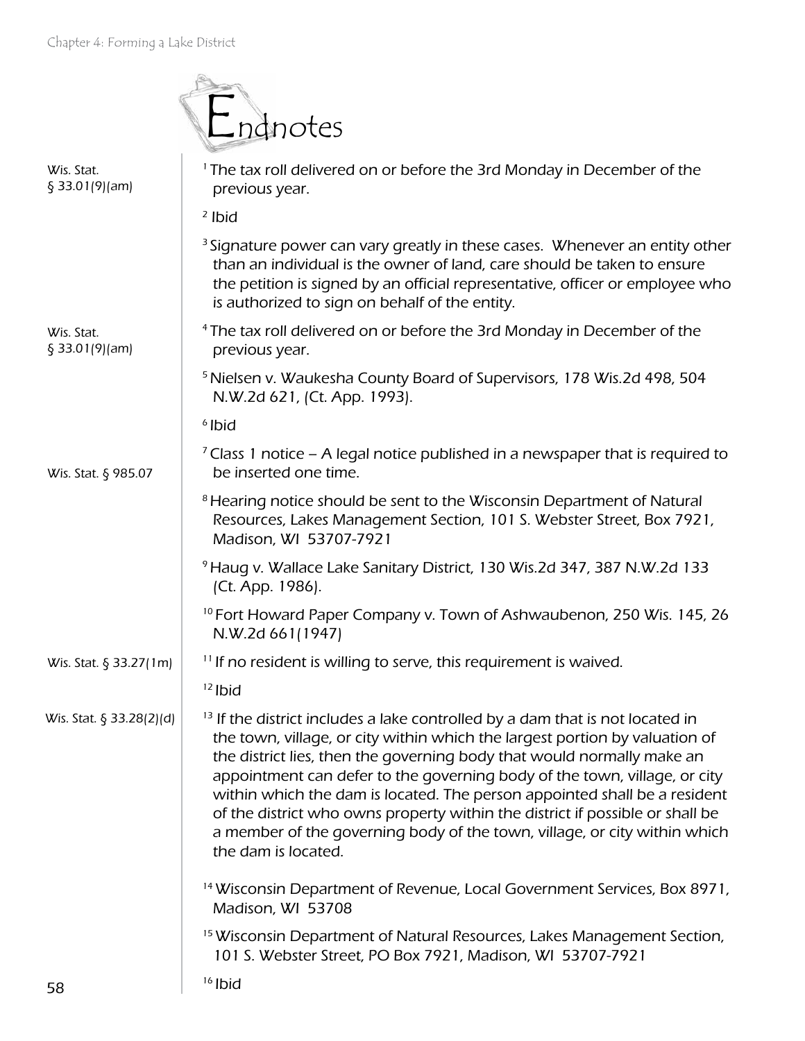# Endnotes

Wis. Stat. § 33.01(9)(am)

[1] The tax roll delivered on or before the 3rd Monday in December of the previous year.

[2] Ibid

[3] Signature power can vary greatly in these cases. Whenever an entity other than an individual is the owner of land, care should be taken to ensure the petition is signed by an official representative, officer or employee who is authorized to sign on behalf of the entity.

Wis. Stat. § 33.01(9)(am)

[4] The tax roll delivered on or before the 3rd Monday in December of the previous year.

[5] Nielsen v. Waukesha County Board of Supervisors, 178 Wis.2d 498, 504 N.W.2d 621, (Ct. App. 1993).

[6] Ibid

Wis. Stat. § 985.07

[7] Class 1 notice – A legal notice published in a newspaper that is required to be inserted one time.

[8] Hearing notice should be sent to the Wisconsin Department of Natural Resources, Lakes Management Section, 101 S. Webster Street, Box 7921, Madison, WI 53707-7921

[9] Haug v. Wallace Lake Sanitary District, 130 Wis.2d 347, 387 N.W.2d 133 (Ct. App. 1986).

[10] Fort Howard Paper Company v. Town of Ashwaubenon, 250 Wis. 145, 26 N.W.2d 661(1947)

Wis. Stat. § 33.27(1m)

[11] If no resident is willing to serve, this requirement is waived.

[12] Ibid

Wis. Stat. § 33.28(2)(d)

[13] If the district includes a lake controlled by a dam that is not located in the town, village, or city within which the largest portion by valuation of the district lies, then the governing body that would normally make an appointment can defer to the governing body of the town, village, or city within which the dam is located. The person appointed shall be a resident of the district who owns property within the district if possible or shall be a member of the governing body of the town, village, or city within which the dam is located.

[14] Wisconsin Department of Revenue, Local Government Services, Box 8971, Madison, WI 53708

[15] Wisconsin Department of Natural Resources, Lakes Management Section, 101 S. Webster Street, PO Box 7921, Madison, WI 53707-7921

[16] Ibid